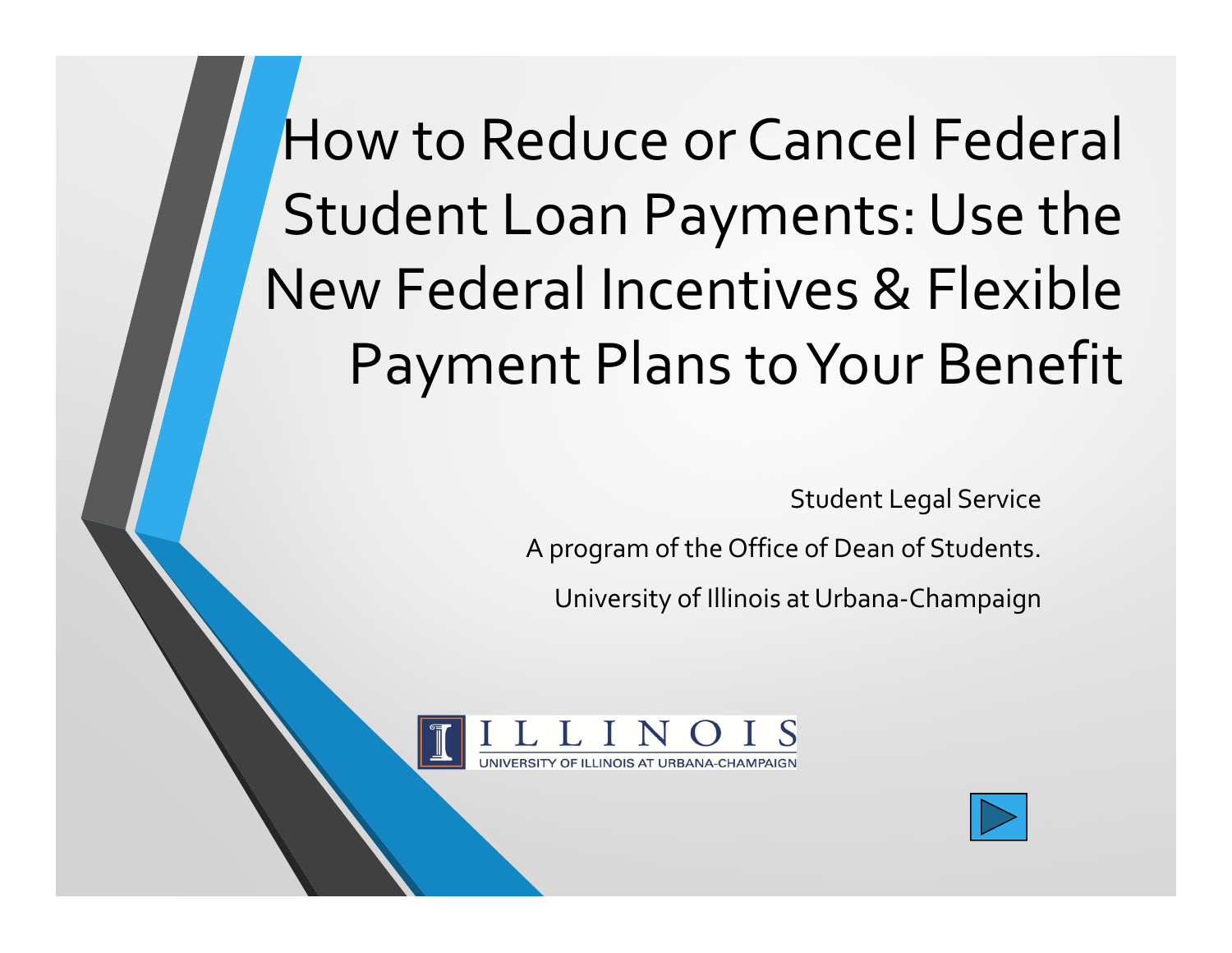# How to Reduce or Cancel Federal Student Loan Payments: Use the New Federal Incentives & Flexible Payment Plans to Your Benefit

Student Legal Service

A program of the Office of Dean of Students.

University of Illinois at Urbana-Champaign

ILLINOIS
UNIVERSITY OF ILLINOIS AT URBANA-CHAMPAIGN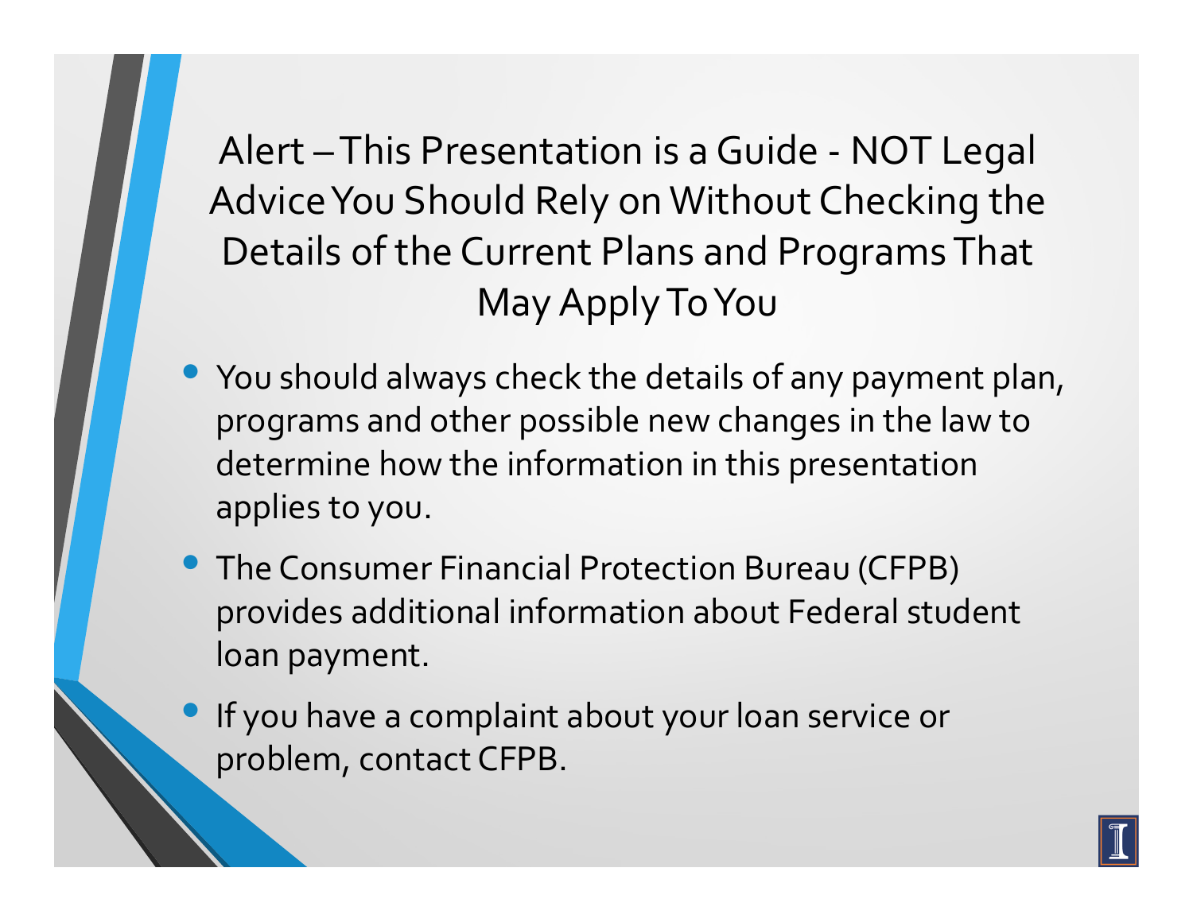# Alert – This Presentation is a Guide - NOT Legal Advice You Should Rely on Without Checking the Details of the Current Plans and Programs That May Apply To You

- You should always check the details of any payment plan, programs and other possible new changes in the law to determine how the information in this presentation applies to you.
- The Consumer Financial Protection Bureau (CFPB) provides additional information about Federal student loan payment.
- If you have a complaint about your loan service or problem, contact CFPB.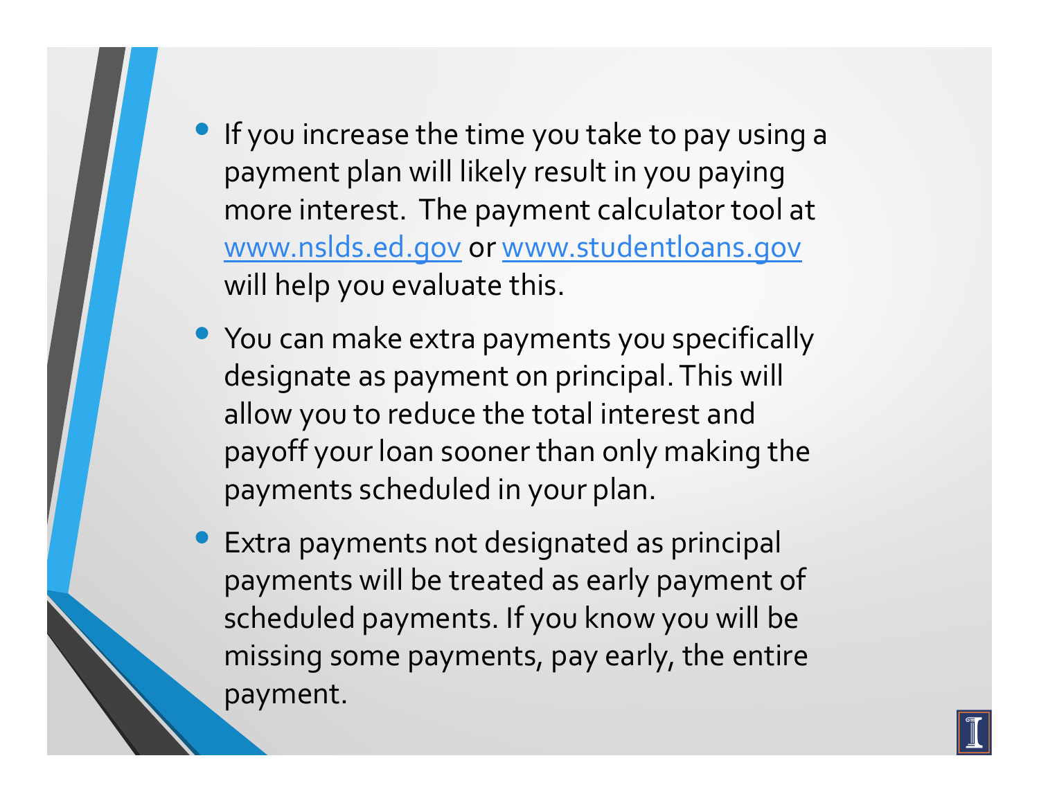- If you increase the time you take to pay using a payment plan will likely result in you paying more interest. The payment calculator tool at [www.nslds.ed.gov](http://www.nslds.ed.gov) or [www.studentloans.gov](http://www.studentloans.gov) will help you evaluate this.
- You can make extra payments you specifically designate as payment on principal. This will allow you to reduce the total interest and payoff your loan sooner than only making the payments scheduled in your plan.
- Extra payments not designated as principal payments will be treated as early payment of scheduled payments. If you know you will be missing some payments, pay early, the entire payment.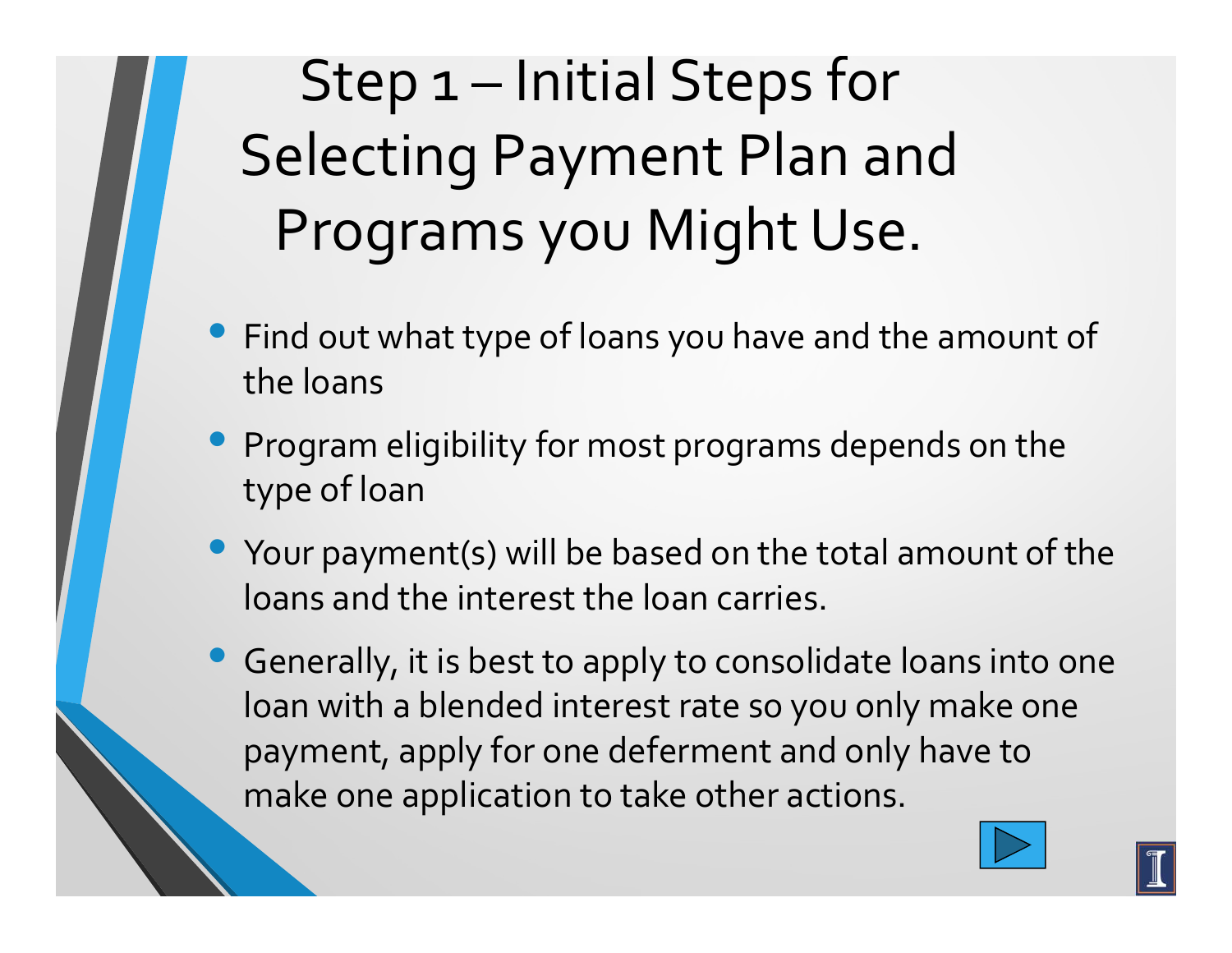# Step 1 – Initial Steps for Selecting Payment Plan and Programs you Might Use.

- Find out what type of loans you have and the amount of the loans
- Program eligibility for most programs depends on the type of loan
- Your payment(s) will be based on the total amount of the loans and the interest the loan carries.
- Generally, it is best to apply to consolidate loans into one loan with a blended interest rate so you only make one payment, apply for one deferment and only have to make one application to take other actions.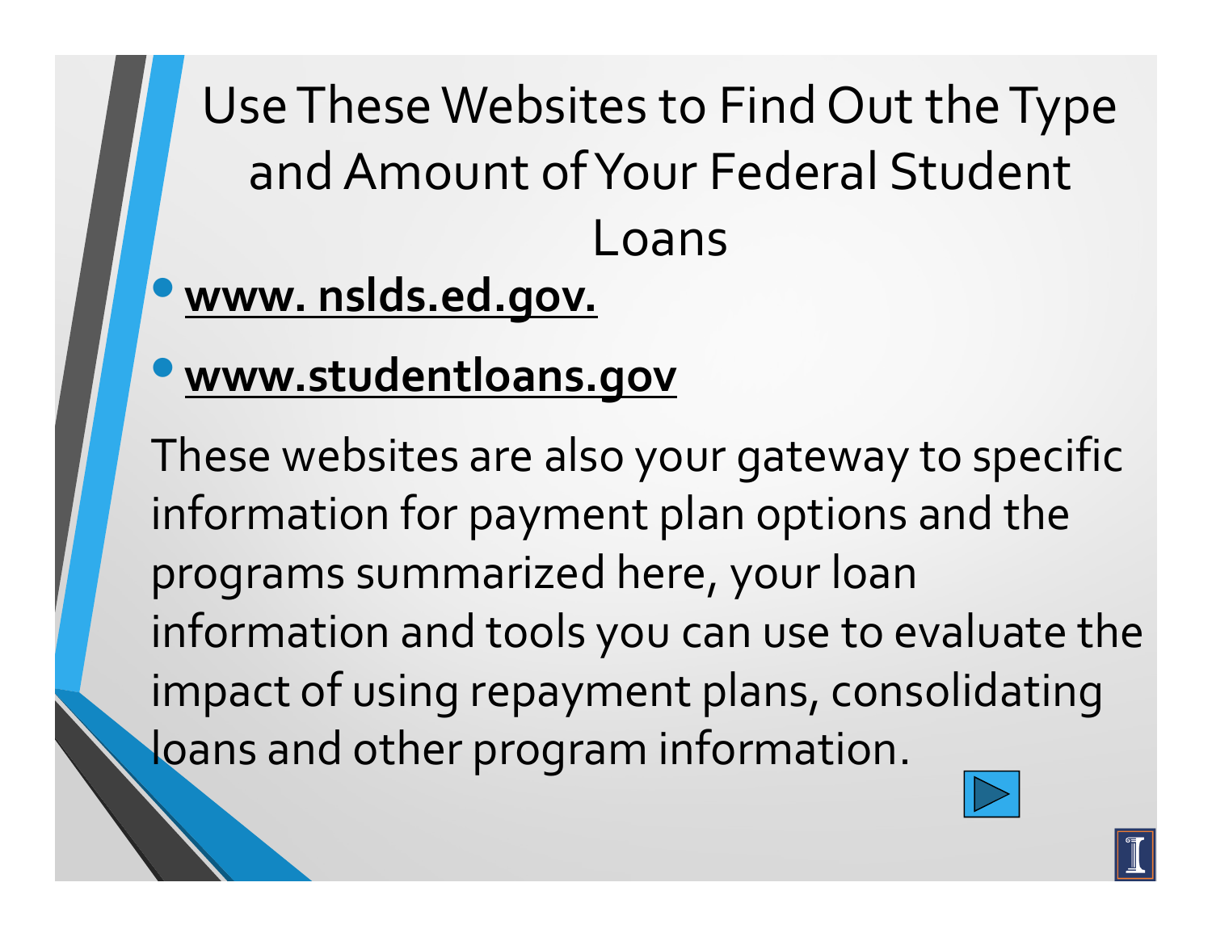# Use These Websites to Find Out the Type and Amount of Your Federal Student Loans

- **www. nslds.ed.gov.**
- **www.studentloans.gov**

These websites are also your gateway to specific information for payment plan options and the programs summarized here, your loan information and tools you can use to evaluate the impact of using repayment plans, consolidating loans and other program information.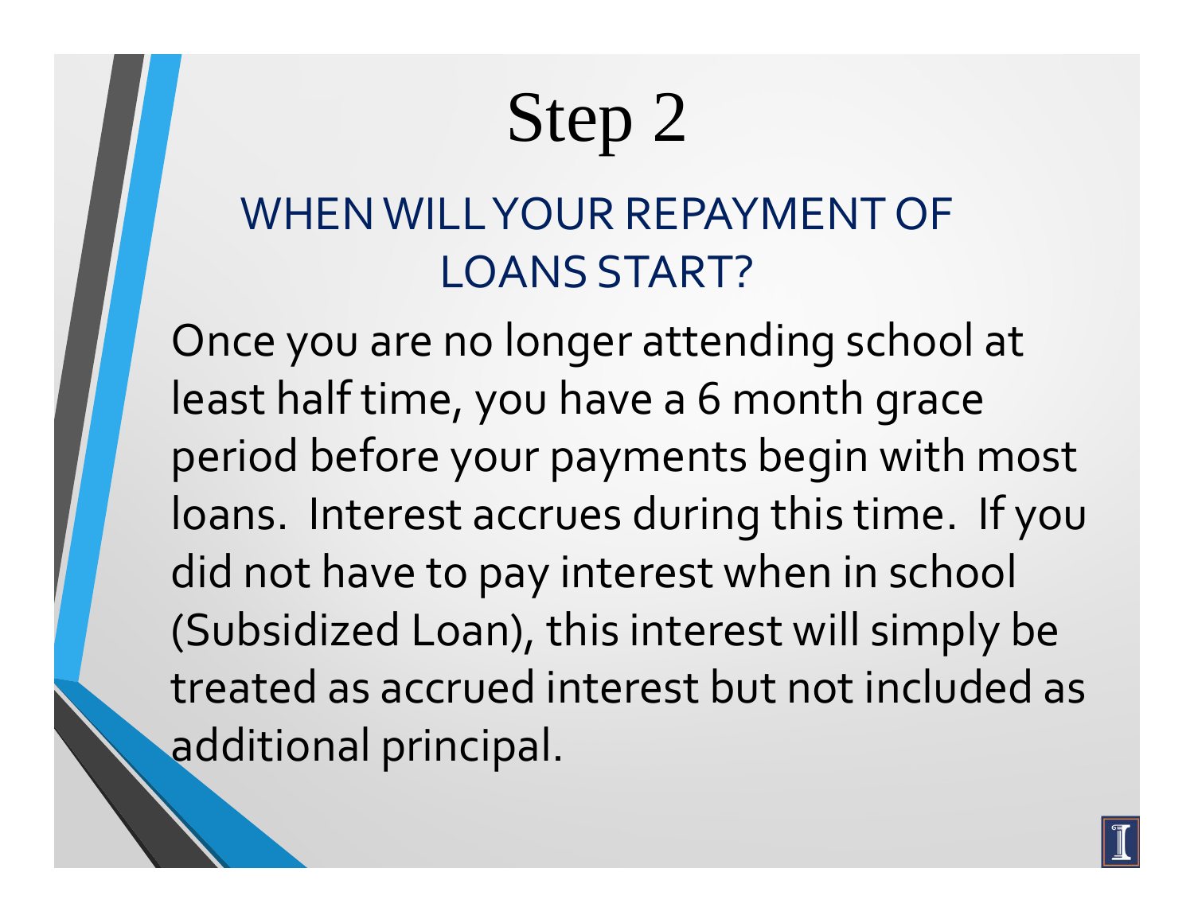# Step 2

## WHEN WILL YOUR REPAYMENT OF LOANS START?

Once you are no longer attending school at least half time, you have a 6 month grace period before your payments begin with most loans. Interest accrues during this time. If you did not have to pay interest when in school (Subsidized Loan), this interest will simply be treated as accrued interest but not included as additional principal.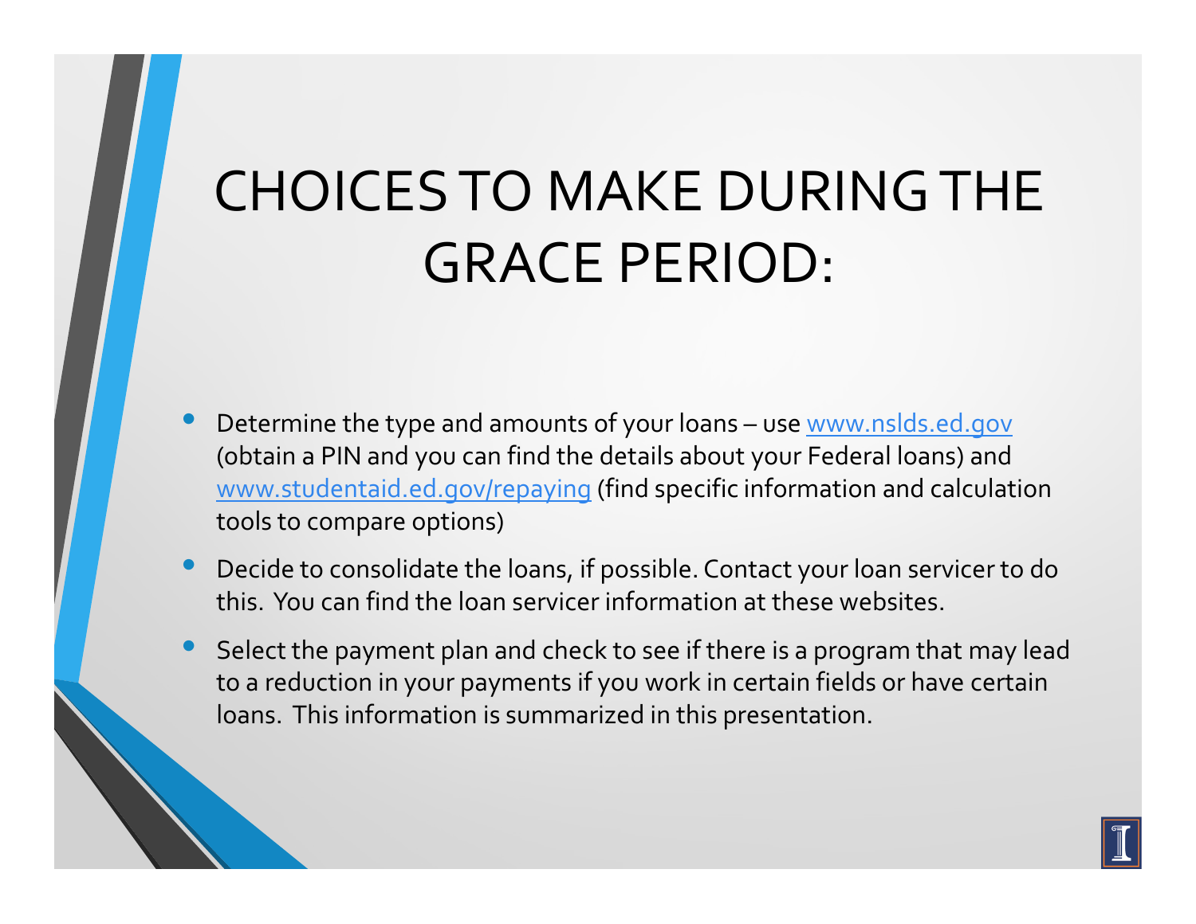# CHOICES TO MAKE DURING THE GRACE PERIOD:

- Determine the type and amounts of your loans – use www.nslds.ed.gov (obtain a PIN and you can find the details about your Federal loans) and www.studentaid.ed.gov/repaying (find specific information and calculation tools to compare options)
- Decide to consolidate the loans, if possible. Contact your loan servicer to do this. You can find the loan servicer information at these websites.
- Select the payment plan and check to see if there is a program that may lead to a reduction in your payments if you work in certain fields or have certain loans. This information is summarized in this presentation.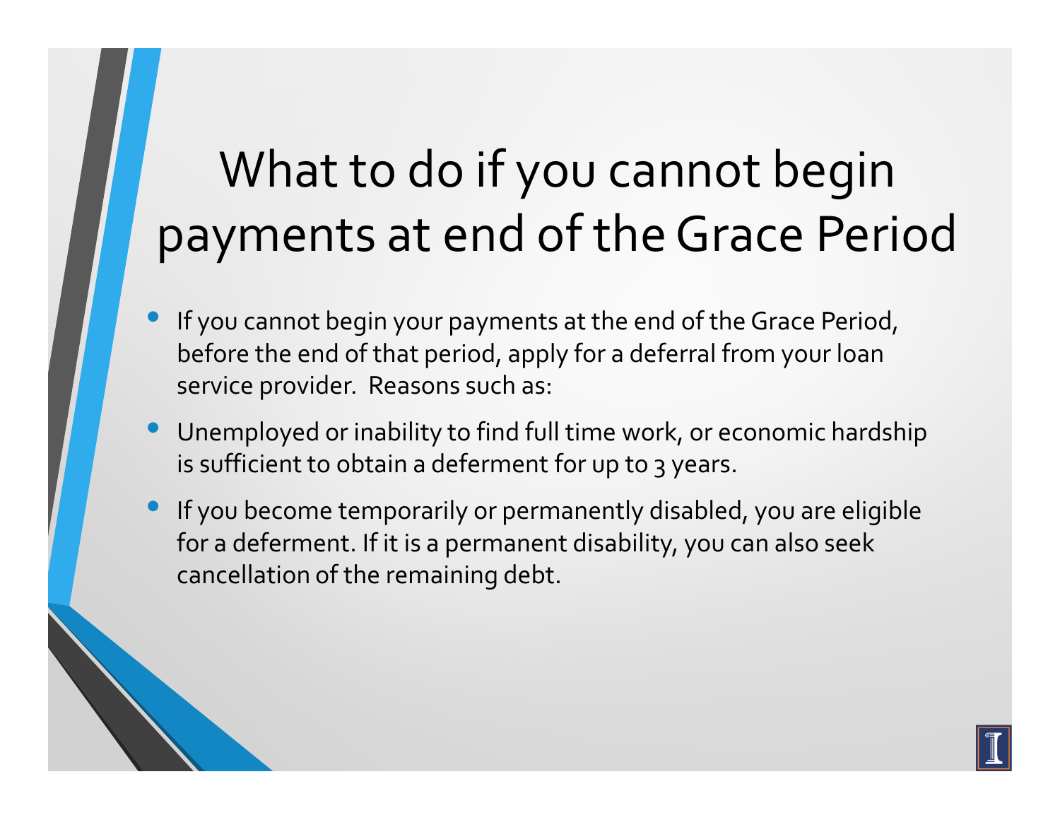# What to do if you cannot begin payments at end of the Grace Period

- If you cannot begin your payments at the end of the Grace Period, before the end of that period, apply for a deferral from your loan service provider. Reasons such as:
- Unemployed or inability to find full time work, or economic hardship is sufficient to obtain a deferment for up to 3 years.
- If you become temporarily or permanently disabled, you are eligible for a deferment. If it is a permanent disability, you can also seek cancellation of the remaining debt.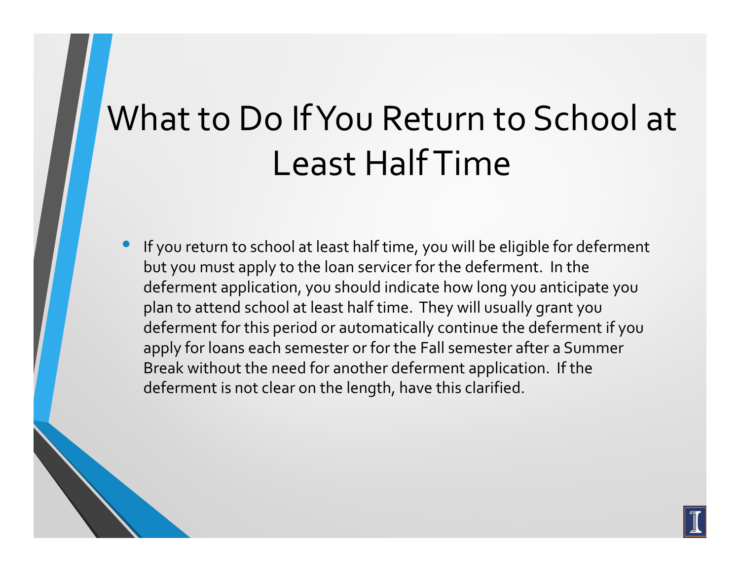# What to Do If You Return to School at Least Half Time

- If you return to school at least half time, you will be eligible for deferment but you must apply to the loan servicer for the deferment. In the deferment application, you should indicate how long you anticipate you plan to attend school at least half time. They will usually grant you deferment for this period or automatically continue the deferment if you apply for loans each semester or for the Fall semester after a Summer Break without the need for another deferment application. If the deferment is not clear on the length, have this clarified.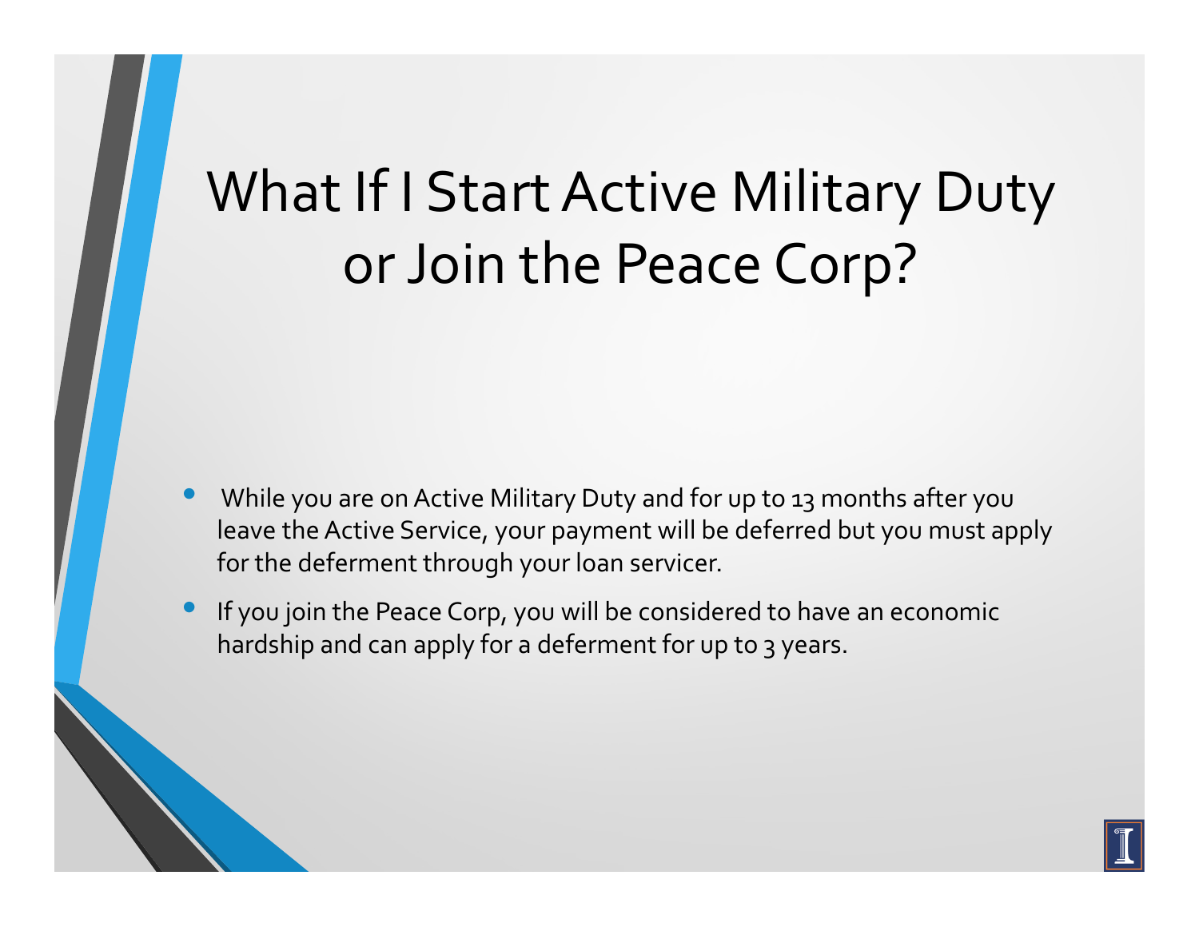# What If I Start Active Military Duty or Join the Peace Corp?

- While you are on Active Military Duty and for up to 13 months after you leave the Active Service, your payment will be deferred but you must apply for the deferment through your loan servicer.
- If you join the Peace Corp, you will be considered to have an economic hardship and can apply for a deferment for up to 3 years.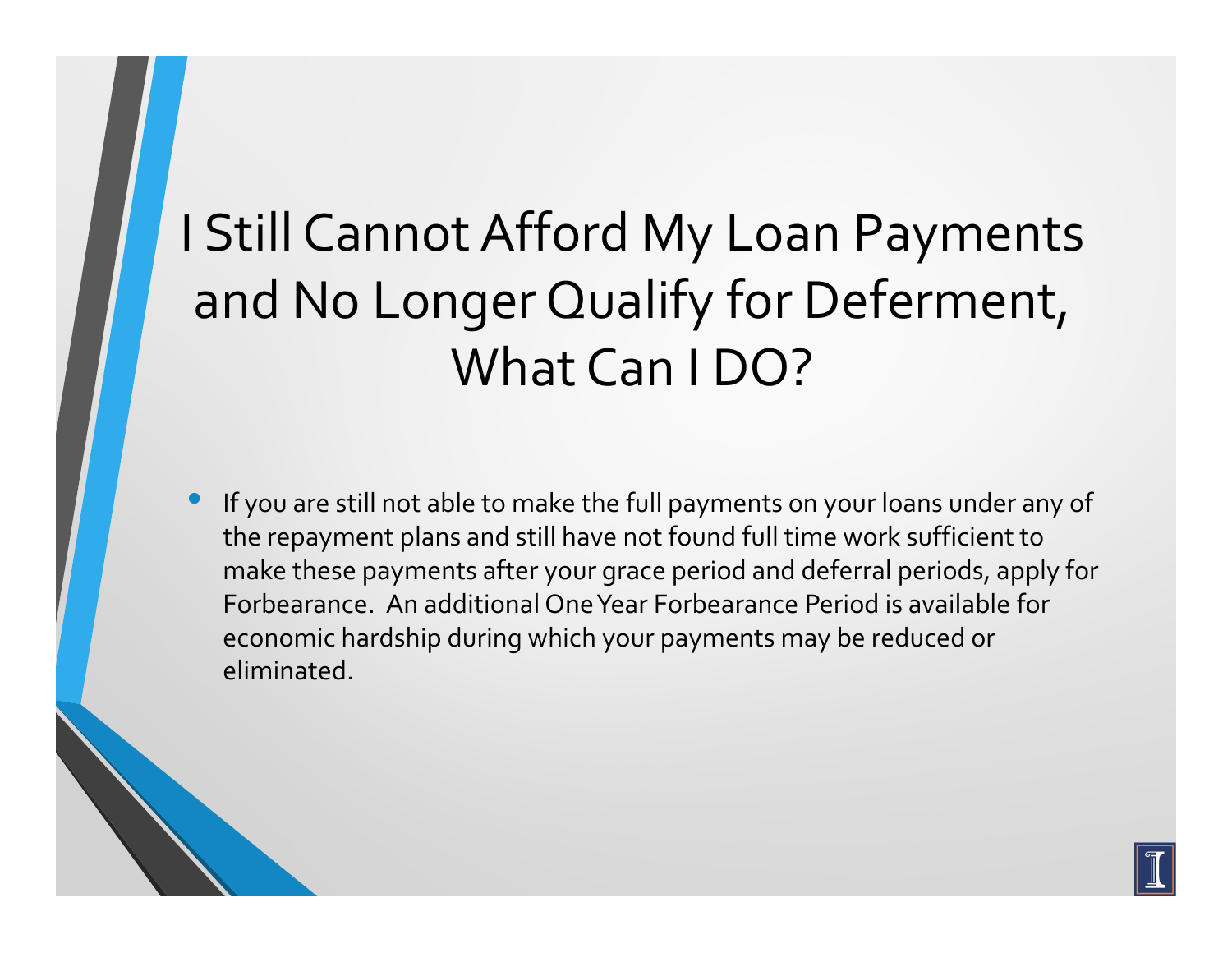# I Still Cannot Afford My Loan Payments and No Longer Qualify for Deferment, What Can I DO?

- If you are still not able to make the full payments on your loans under any of the repayment plans and still have not found full time work sufficient to make these payments after your grace period and deferral periods, apply for Forbearance. An additional One Year Forbearance Period is available for economic hardship during which your payments may be reduced or eliminated.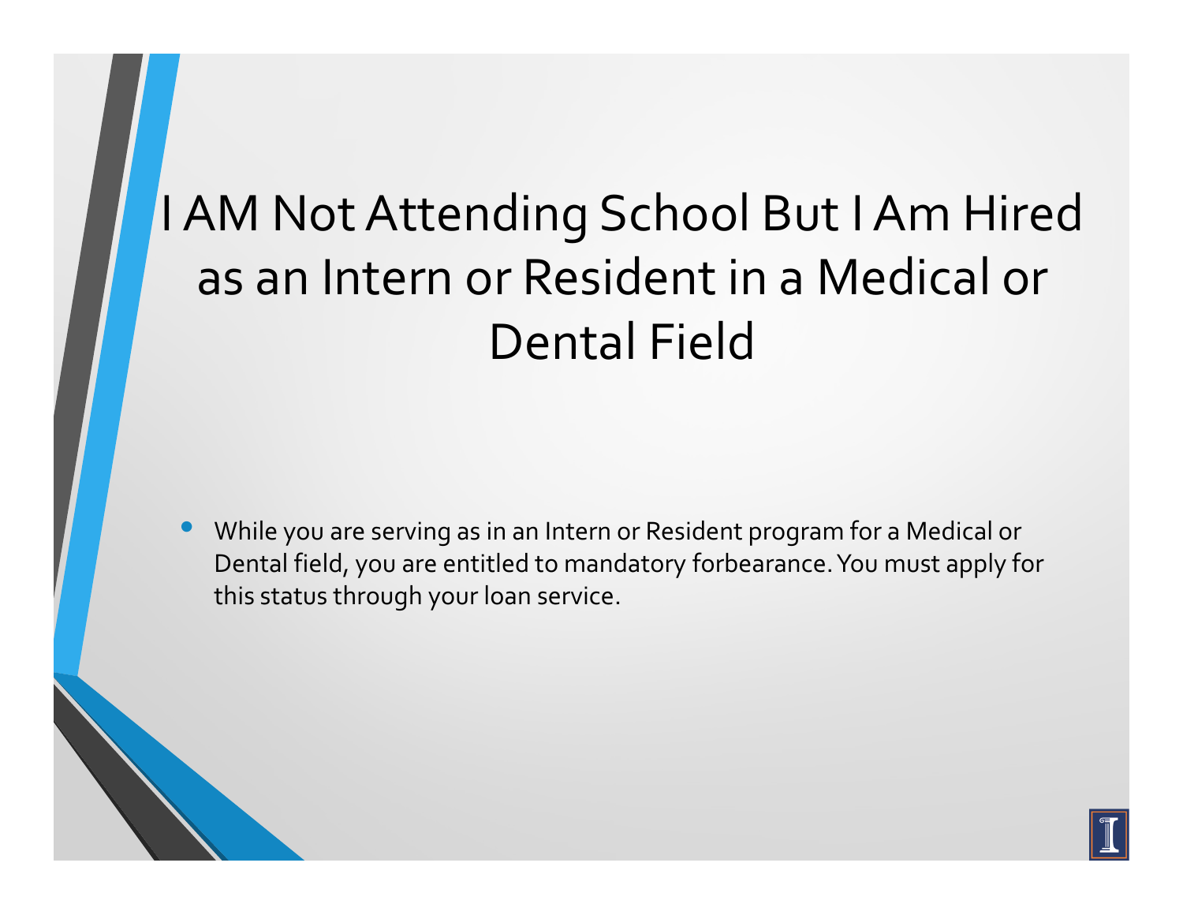# I AM Not Attending School But I Am Hired as an Intern or Resident in a Medical or Dental Field

- While you are serving as in an Intern or Resident program for a Medical or Dental field, you are entitled to mandatory forbearance. You must apply for this status through your loan service.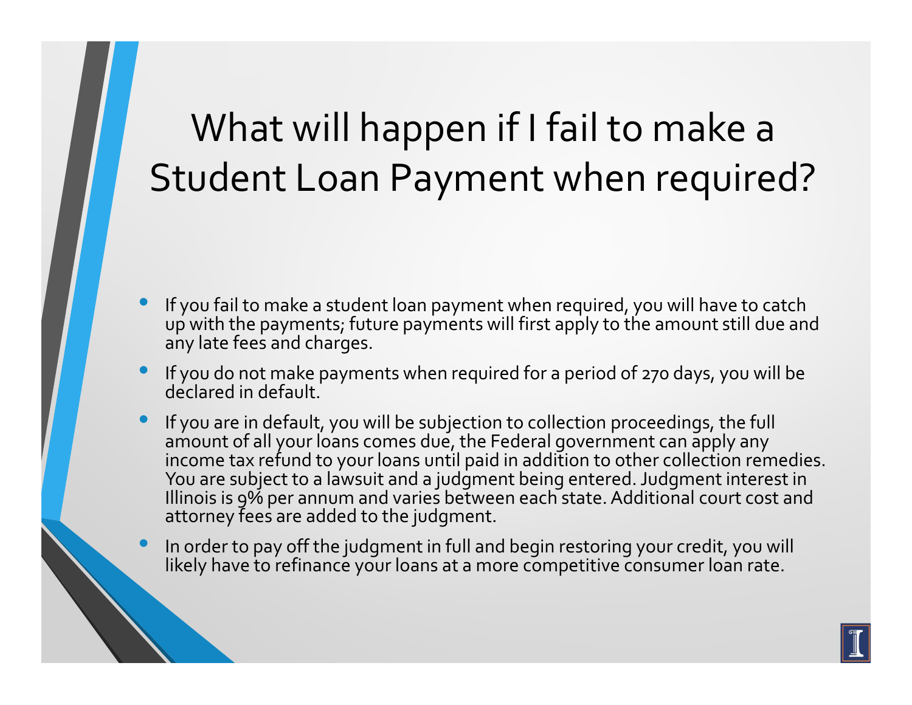# What will happen if I fail to make a Student Loan Payment when required?

- If you fail to make a student loan payment when required, you will have to catch up with the payments; future payments will first apply to the amount still due and any late fees and charges.
- If you do not make payments when required for a period of 270 days, you will be declared in default.
- If you are in default, you will be subjection to collection proceedings, the full amount of all your loans comes due, the Federal government can apply any income tax refund to your loans until paid in addition to other collection remedies. You are subject to a lawsuit and a judgment being entered. Judgment interest in Illinois is 9% per annum and varies between each state. Additional court cost and attorney fees are added to the judgment.
- In order to pay off the judgment in full and begin restoring your credit, you will likely have to refinance your loans at a more competitive consumer loan rate.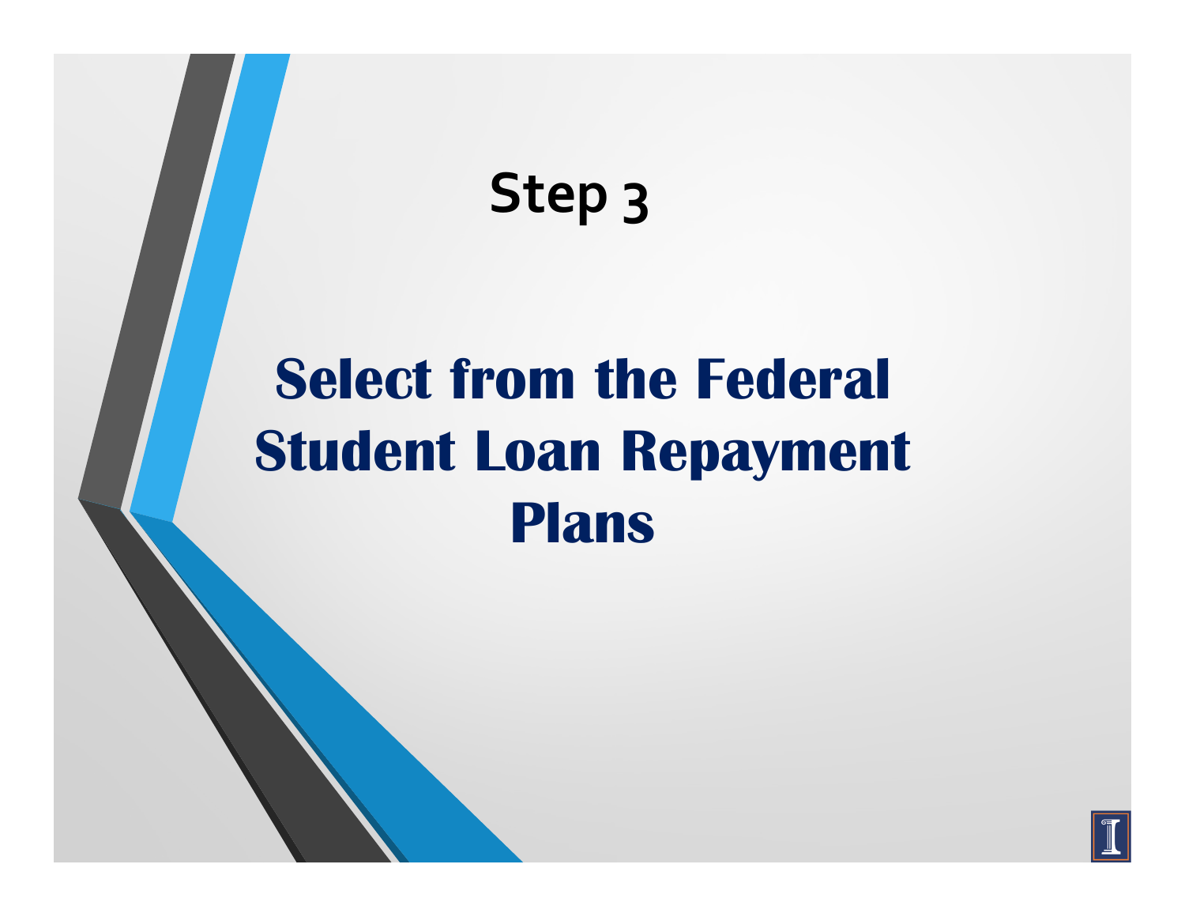## Step 3

# Select from the Federal Student Loan Repayment Plans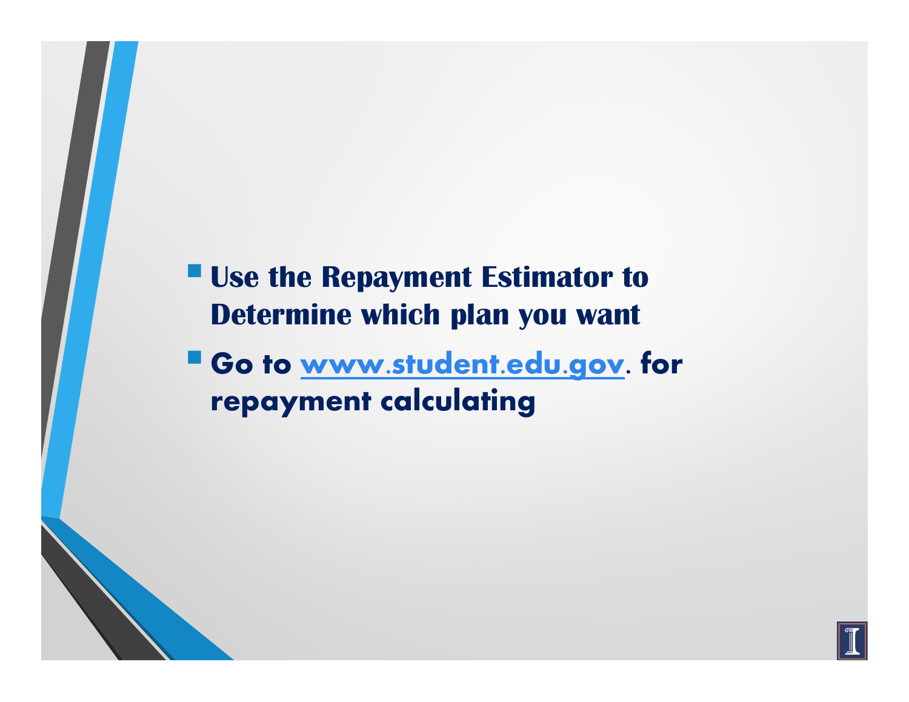- **Use the Repayment Estimator to Determine which plan you want**
- **Go to www.student.edu.gov. for repayment calculating**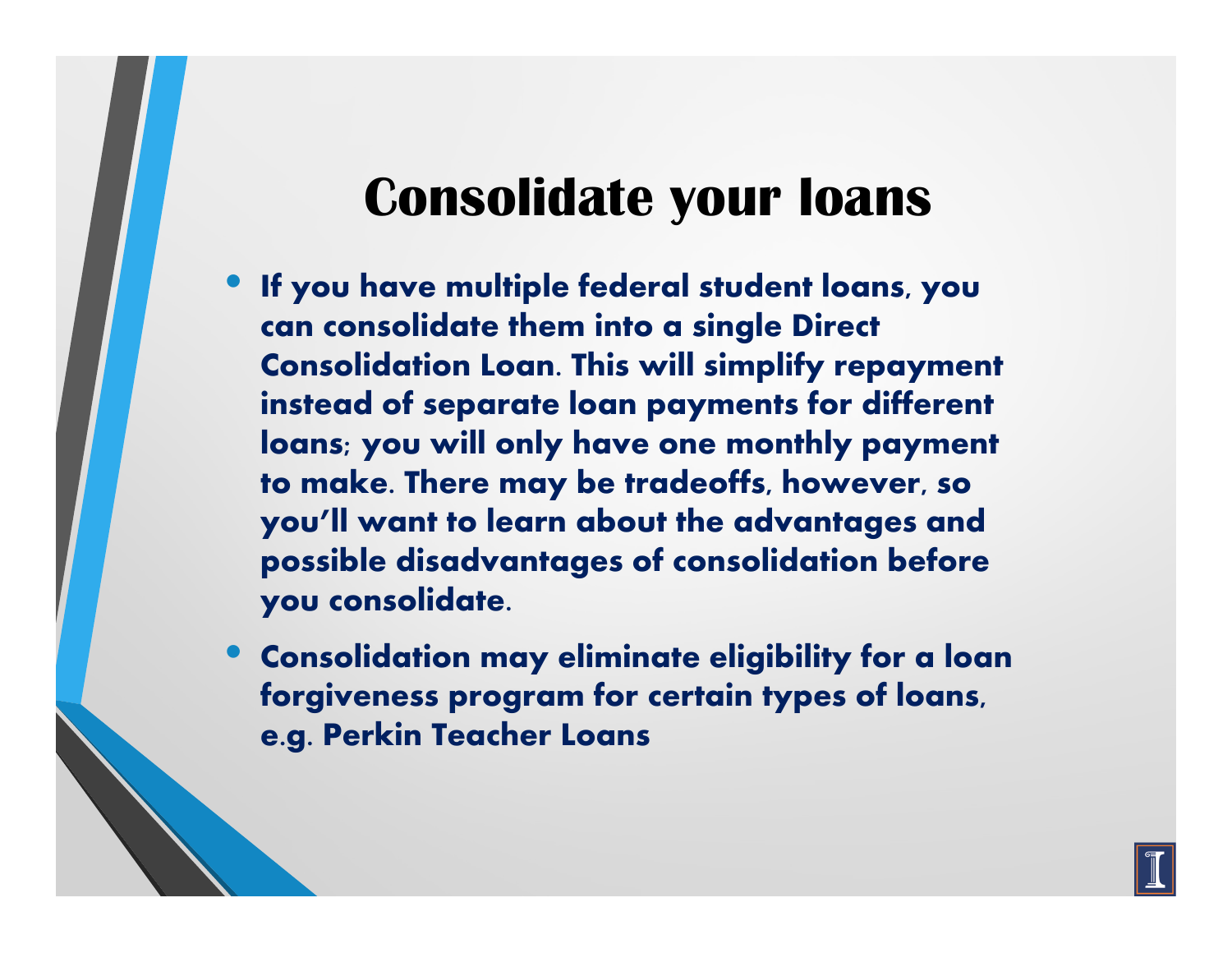# Consolidate your loans

- **If you have multiple federal student loans, you can consolidate them into a single Direct Consolidation Loan. This will simplify repayment instead of separate loan payments for different loans; you will only have one monthly payment to make. There may be tradeoffs, however, so you'll want to learn about the advantages and possible disadvantages of consolidation before you consolidate.**
- **Consolidation may eliminate eligibility for a loan forgiveness program for certain types of loans, e.g. Perkin Teacher Loans**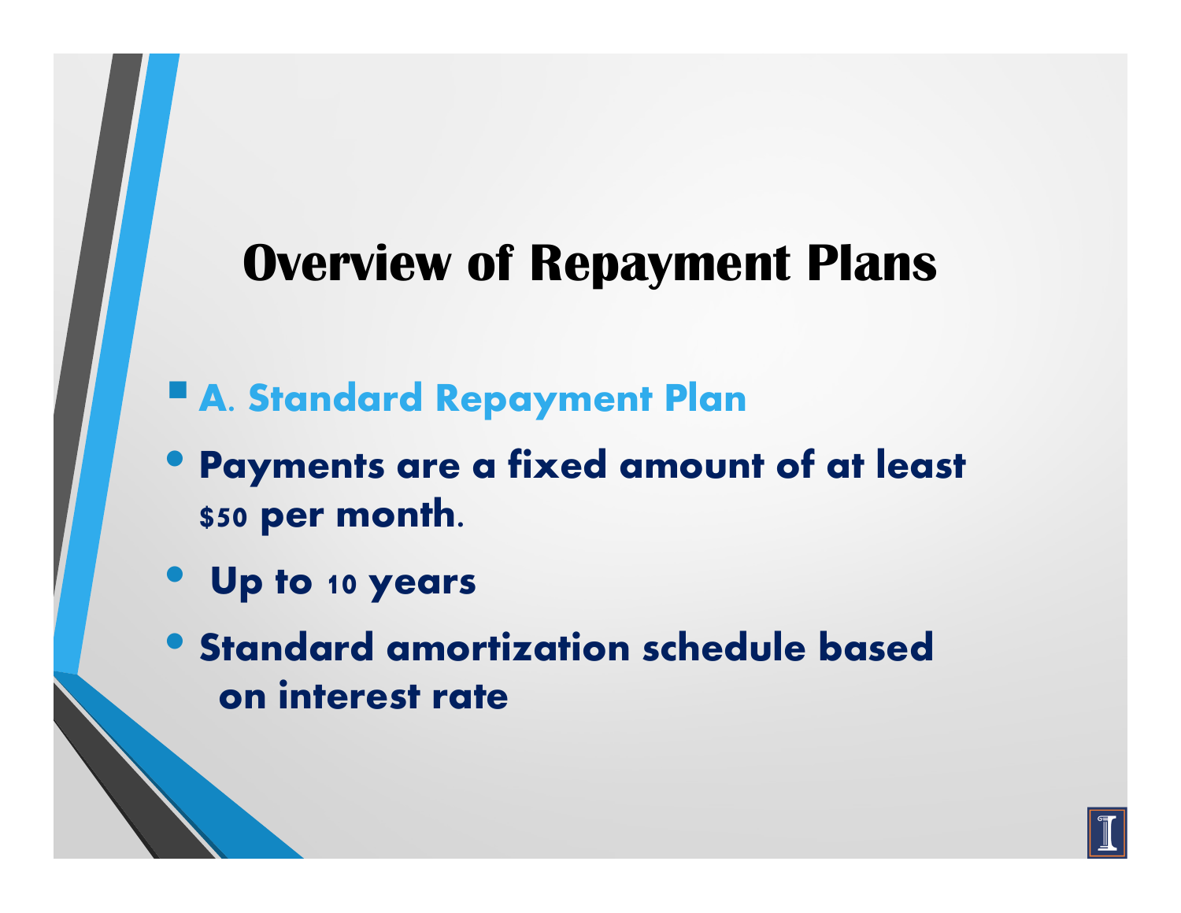# Overview of Repayment Plans

- **A. Standard Repayment Plan**
- **Payments are a fixed amount of at least $50 per month.**
- **Up to 10 years**
- **Standard amortization schedule based on interest rate**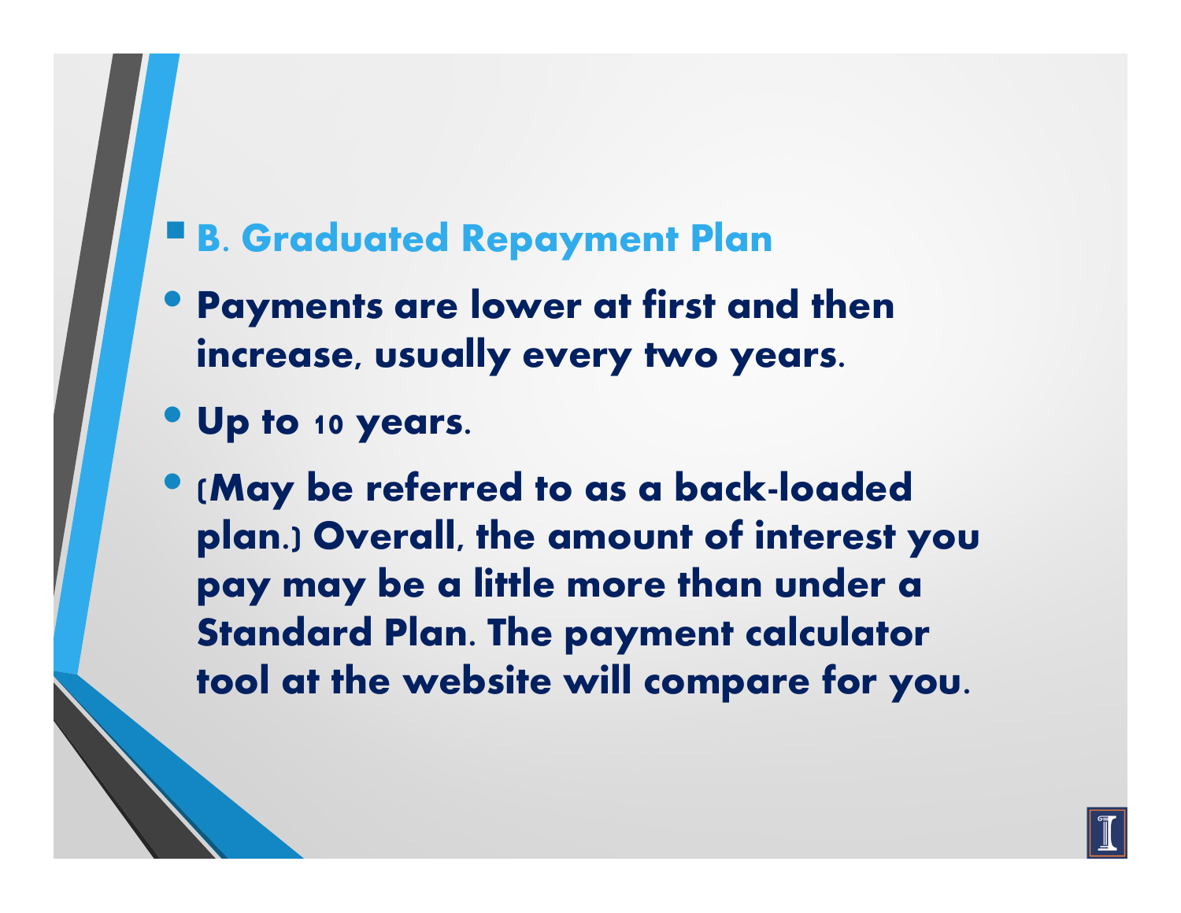- **B. Graduated Repayment Plan**

- **Payments are lower at first and then increase, usually every two years.**
- **Up to 10 years.**
- **(May be referred to as a back-loaded plan.) Overall, the amount of interest you pay may be a little more than under a Standard Plan. The payment calculator tool at the website will compare for you.**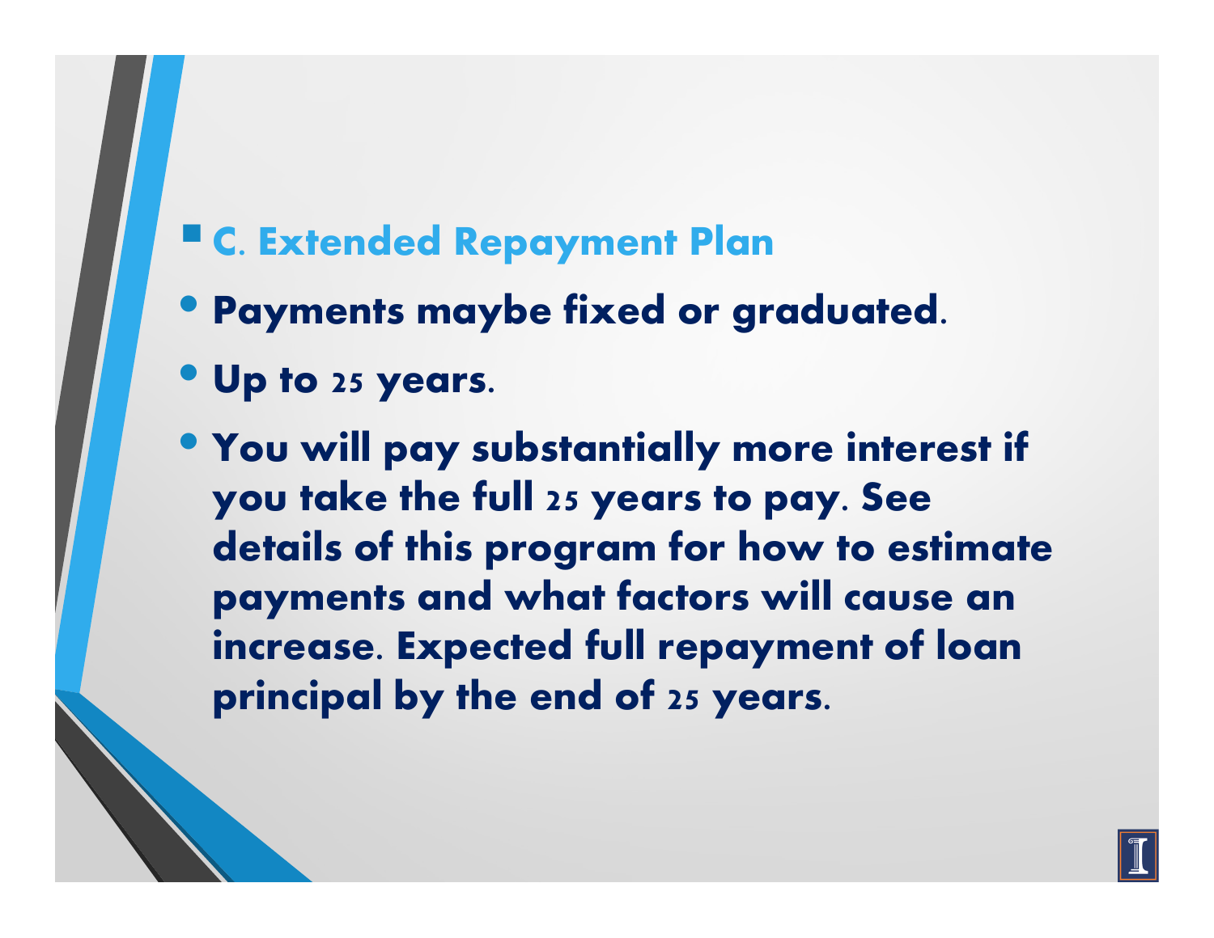- C. Extended Repayment Plan

- Payments maybe fixed or graduated.
- Up to 25 years.
- You will pay substantially more interest if you take the full 25 years to pay. See details of this program for how to estimate payments and what factors will cause an increase. Expected full repayment of loan principal by the end of 25 years.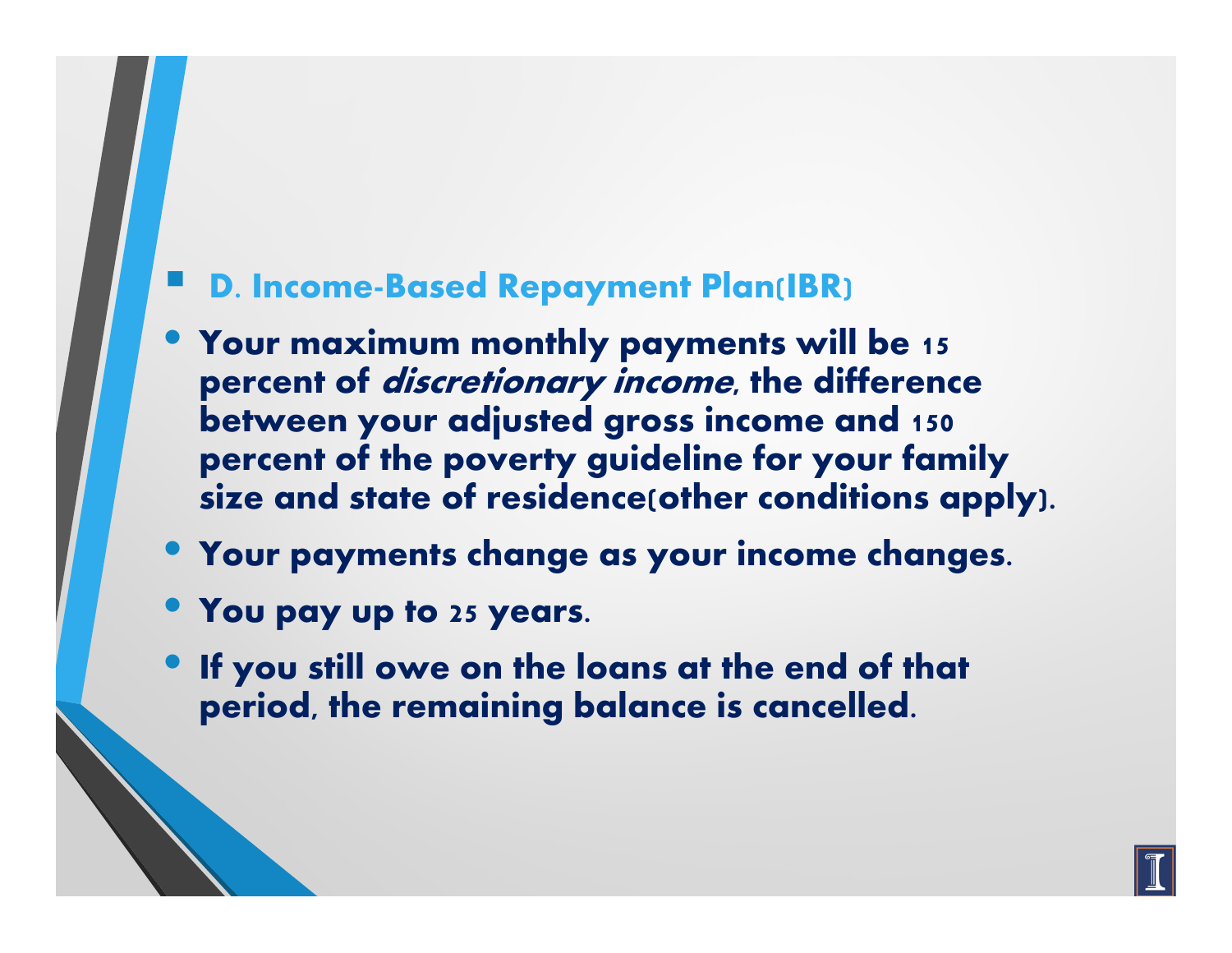- **D. Income-Based Repayment Plan(IBR)**

- **Your maximum monthly payments will be 15 percent of *discretionary income*, the difference between your adjusted gross income and 150 percent of the poverty guideline for your family size and state of residence(other conditions apply).**
- **Your payments change as your income changes.**
- **You pay up to 25 years.**
- **If you still owe on the loans at the end of that period, the remaining balance is cancelled.**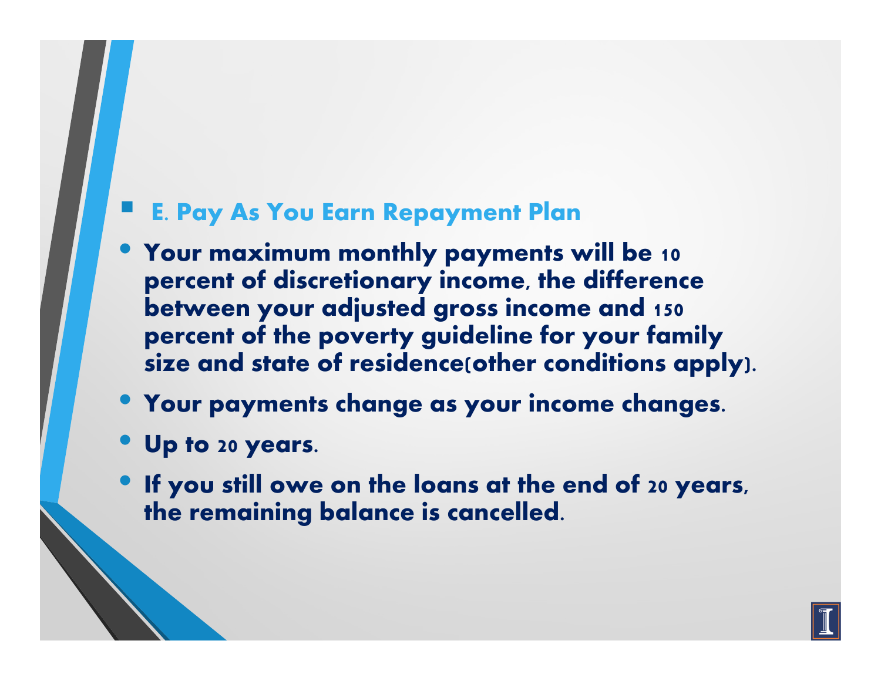- **E. Pay As You Earn Repayment Plan**

- **Your maximum monthly payments will be 10 percent of discretionary income, the difference between your adjusted gross income and 150 percent of the poverty guideline for your family size and state of residence(other conditions apply).**
- **Your payments change as your income changes.**
- **Up to 20 years.**
- **If you still owe on the loans at the end of 20 years, the remaining balance is cancelled.**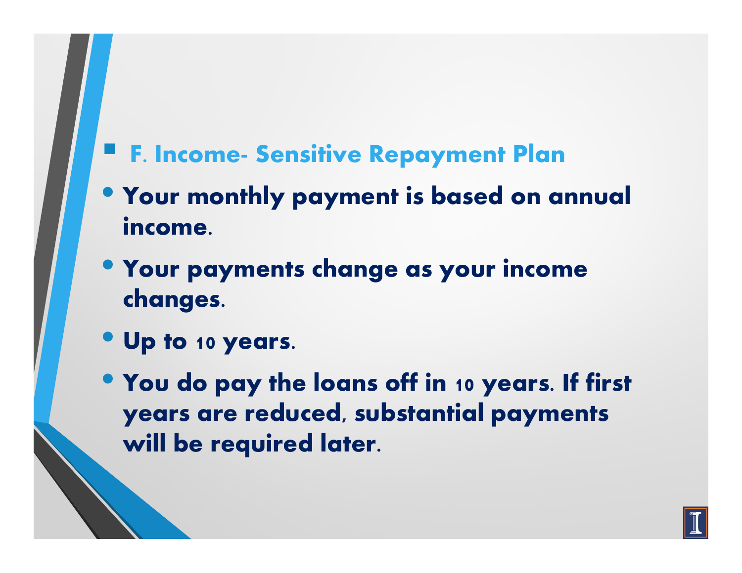- **F. Income- Sensitive Repayment Plan**

- **Your monthly payment is based on annual income.**
- **Your payments change as your income changes.**
- **Up to 10 years.**
- **You do pay the loans off in 10 years. If first years are reduced, substantial payments will be required later.**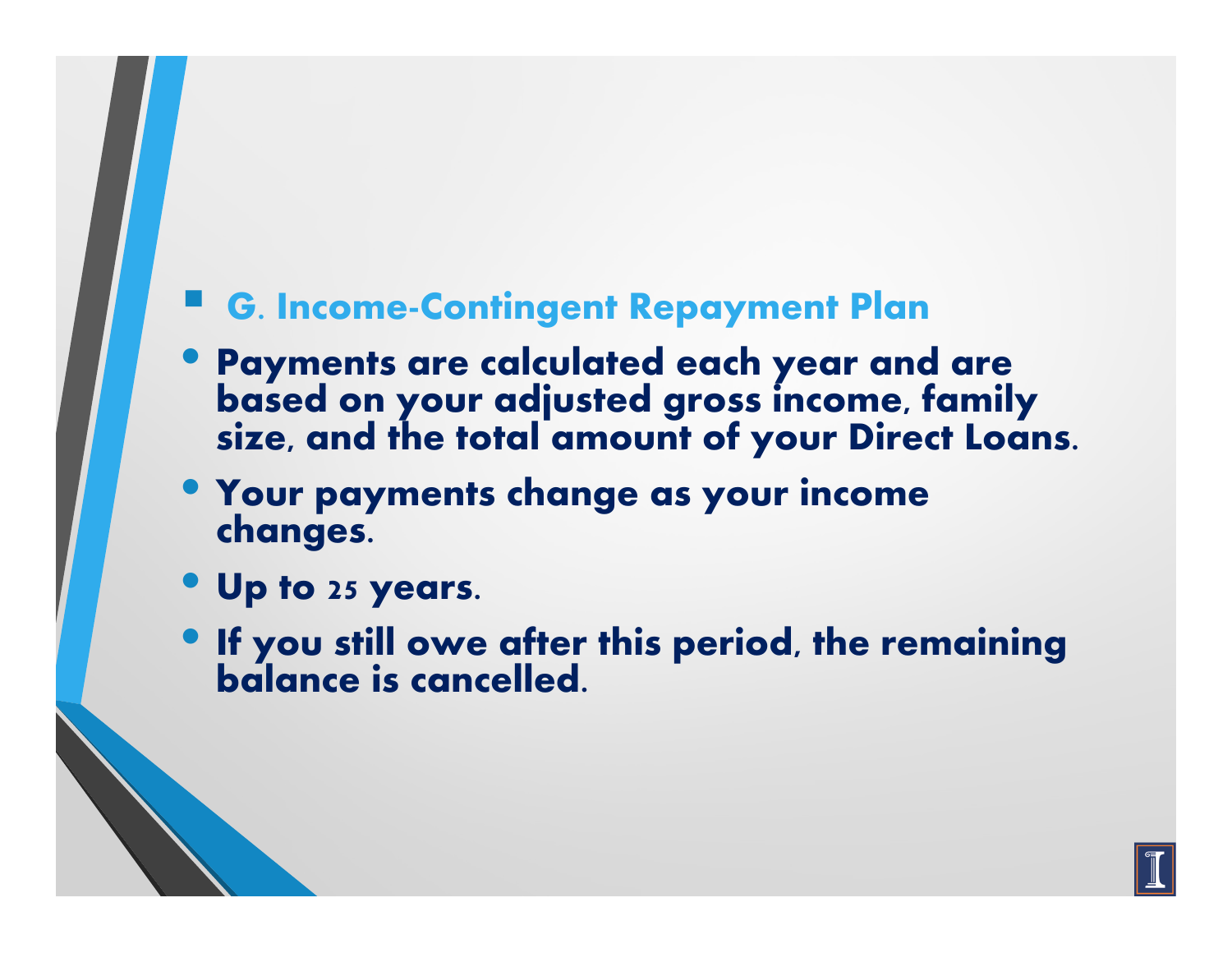- **G. Income-Contingent Repayment Plan**

- **Payments are calculated each year and are based on your adjusted gross income, family size, and the total amount of your Direct Loans.**
- **Your payments change as your income changes.**
- **Up to 25 years.**
- **If you still owe after this period, the remaining balance is cancelled.**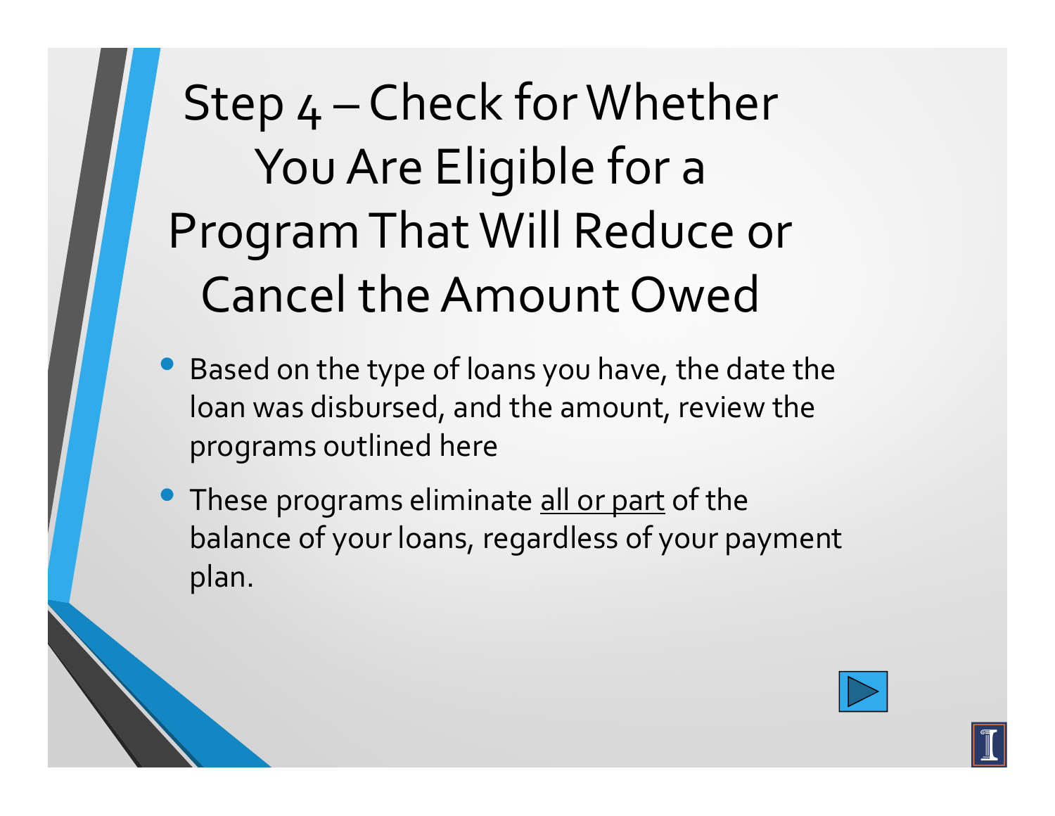# Step 4 – Check for Whether You Are Eligible for a Program That Will Reduce or Cancel the Amount Owed

- Based on the type of loans you have, the date the loan was disbursed, and the amount, review the programs outlined here
- These programs eliminate <u>all or part</u> of the balance of your loans, regardless of your payment plan.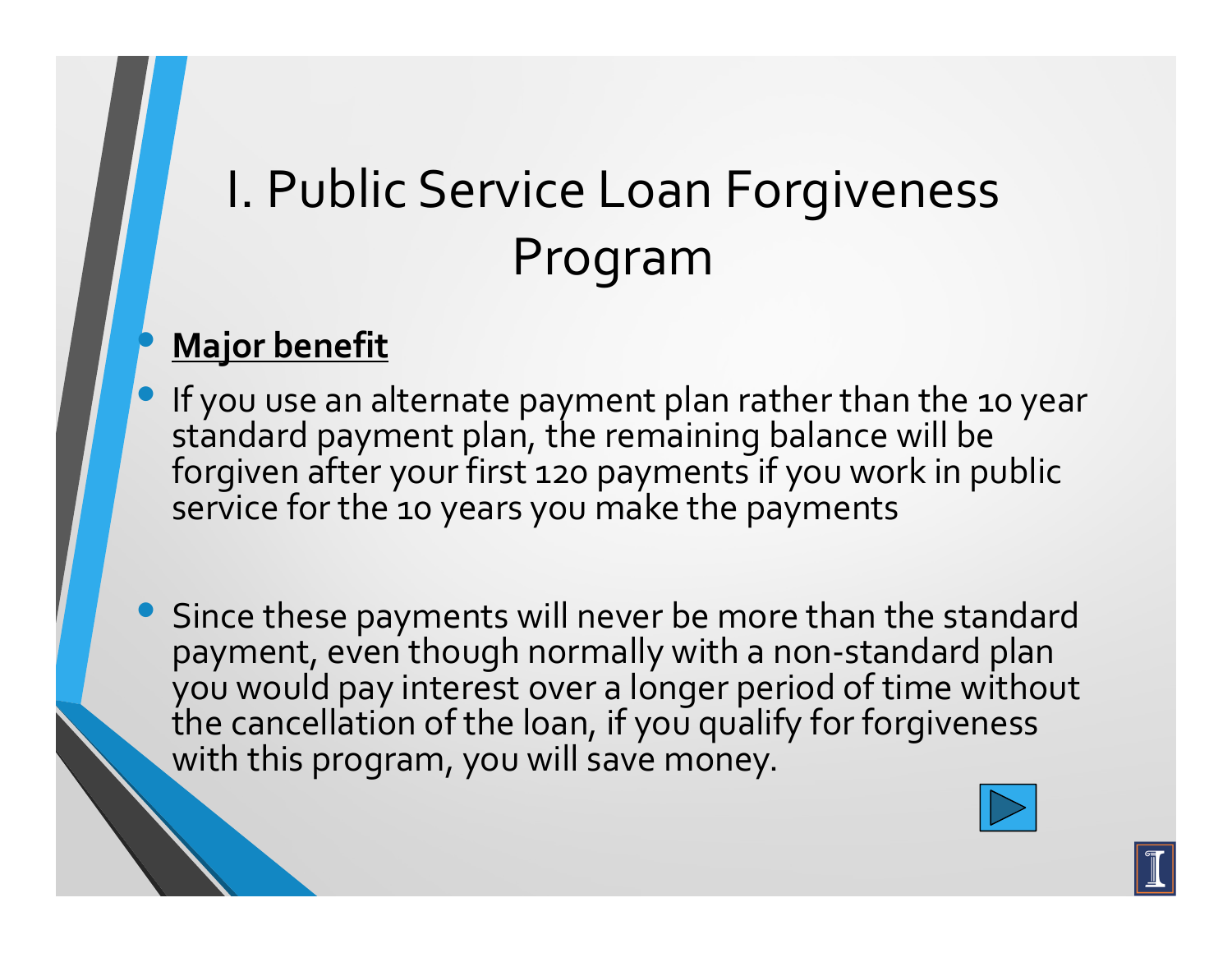# I. Public Service Loan Forgiveness Program

- **Major benefit**
- If you use an alternate payment plan rather than the 10 year standard payment plan, the remaining balance will be forgiven after your first 120 payments if you work in public service for the 10 years you make the payments

- Since these payments will never be more than the standard payment, even though normally with a non-standard plan you would pay interest over a longer period of time without the cancellation of the loan, if you qualify for forgiveness with this program, you will save money.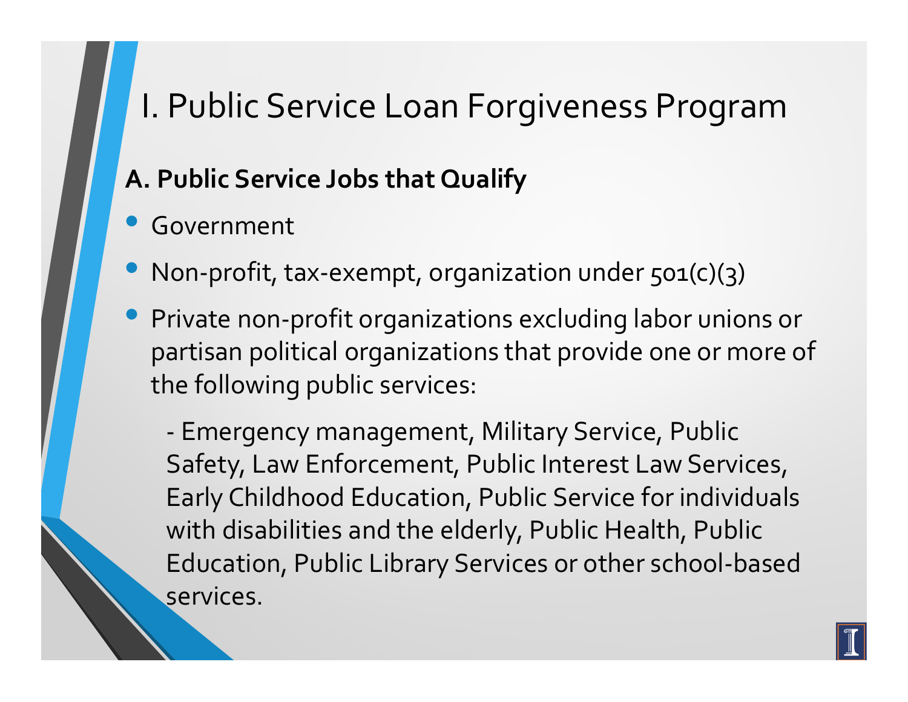# I. Public Service Loan Forgiveness Program

**A. Public Service Jobs that Qualify**

- Government
- Non-profit, tax-exempt, organization under 501(c)(3)
- Private non-profit organizations excluding labor unions or partisan political organizations that provide one or more of the following public services:

  - Emergency management, Military Service, Public Safety, Law Enforcement, Public Interest Law Services, Early Childhood Education, Public Service for individuals with disabilities and the elderly, Public Health, Public Education, Public Library Services or other school-based services.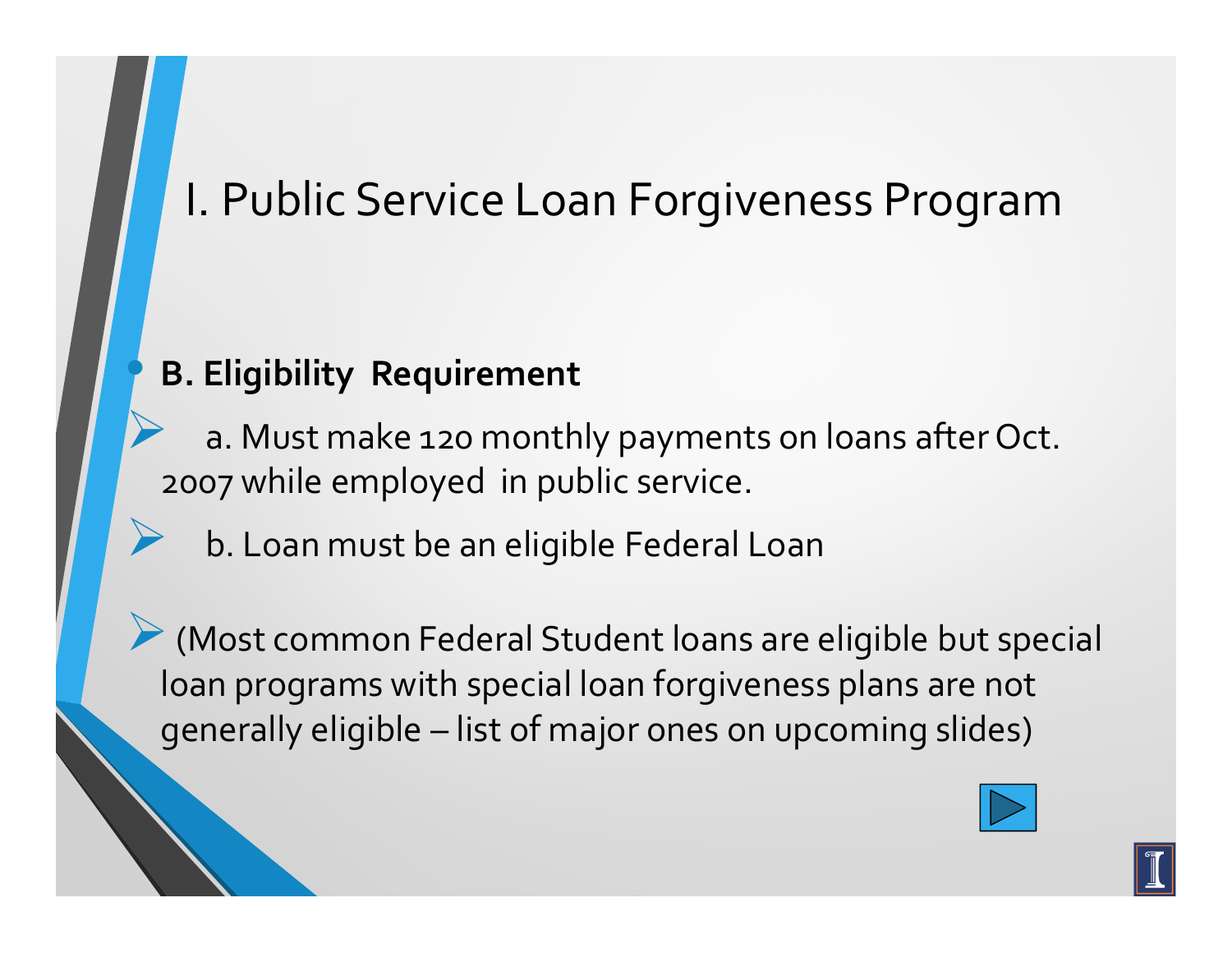# I. Public Service Loan Forgiveness Program

- **B. Eligibility Requirement**
  - a. Must make 120 monthly payments on loans after Oct. 2007 while employed in public service.
  - b. Loan must be an eligible Federal Loan
  - (Most common Federal Student loans are eligible but special loan programs with special loan forgiveness plans are not generally eligible – list of major ones on upcoming slides)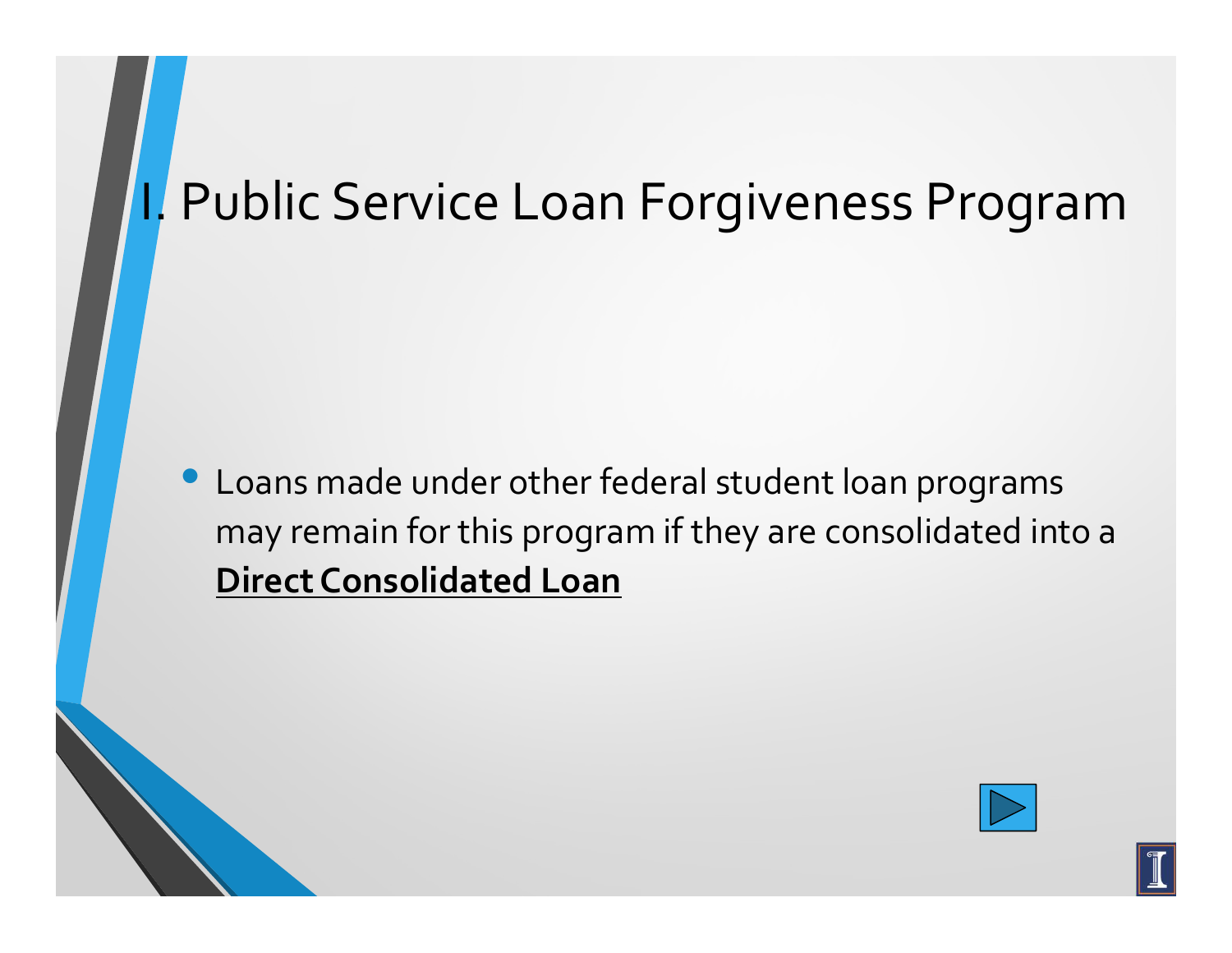# I. Public Service Loan Forgiveness Program

- Loans made under other federal student loan programs may remain for this program if they are consolidated into a **Direct Consolidated Loan**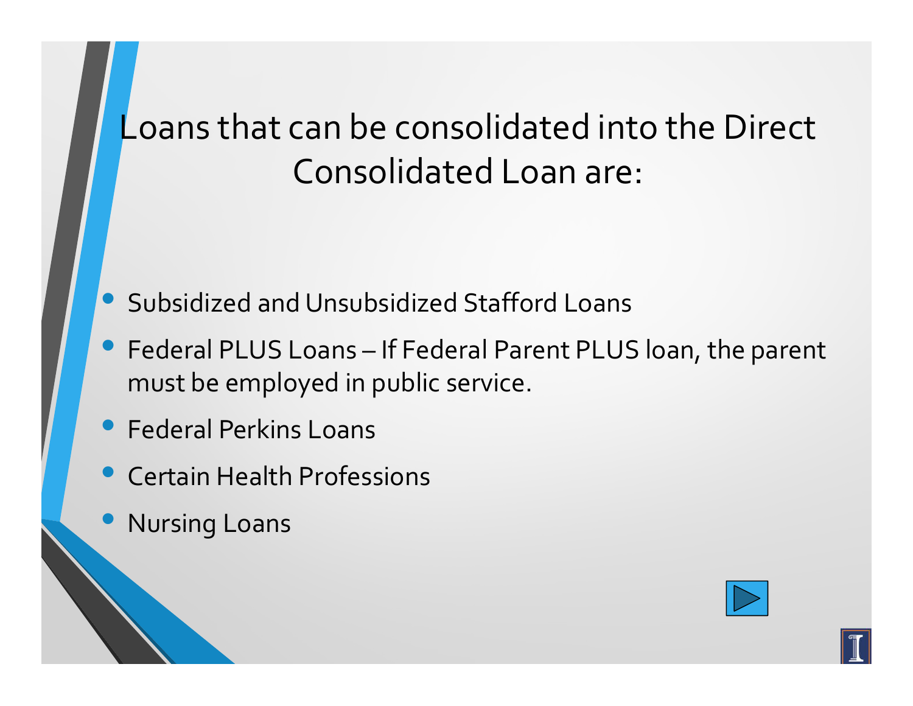# Loans that can be consolidated into the Direct Consolidated Loan are:

- Subsidized and Unsubsidized Stafford Loans
- Federal PLUS Loans – If Federal Parent PLUS loan, the parent must be employed in public service.
- Federal Perkins Loans
- Certain Health Professions
- Nursing Loans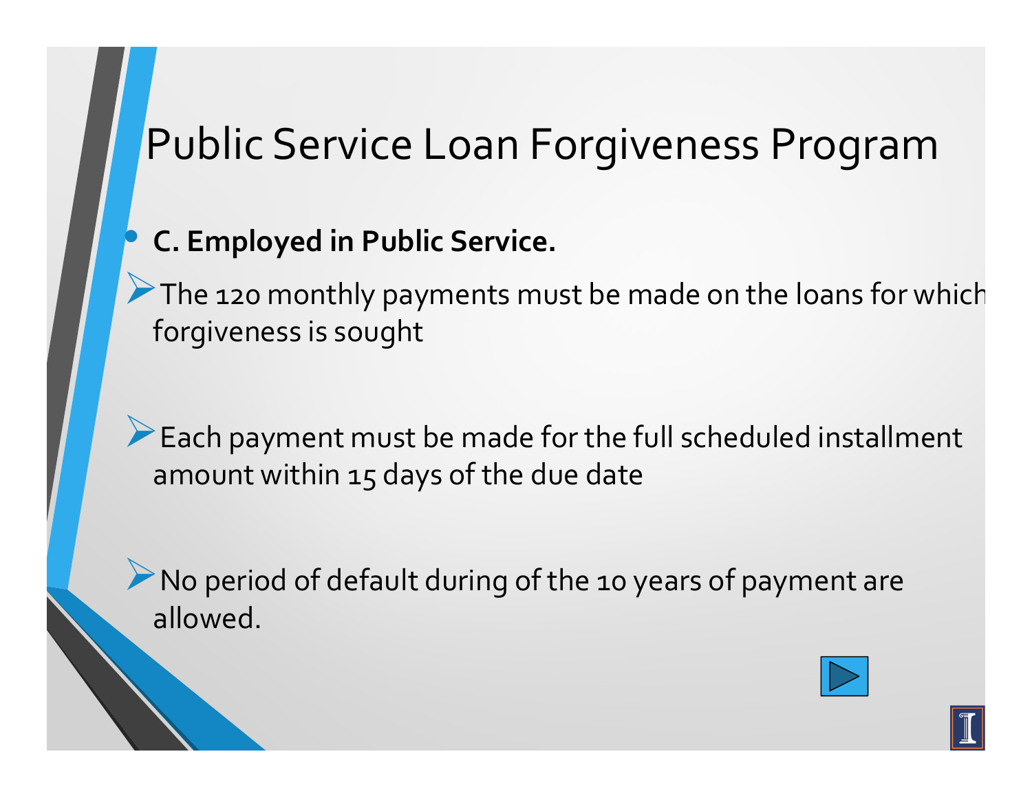# Public Service Loan Forgiveness Program

- **C. Employed in Public Service.**

➢ The 120 monthly payments must be made on the loans for which forgiveness is sought

➢ Each payment must be made for the full scheduled installment amount within 15 days of the due date

➢ No period of default during of the 10 years of payment are allowed.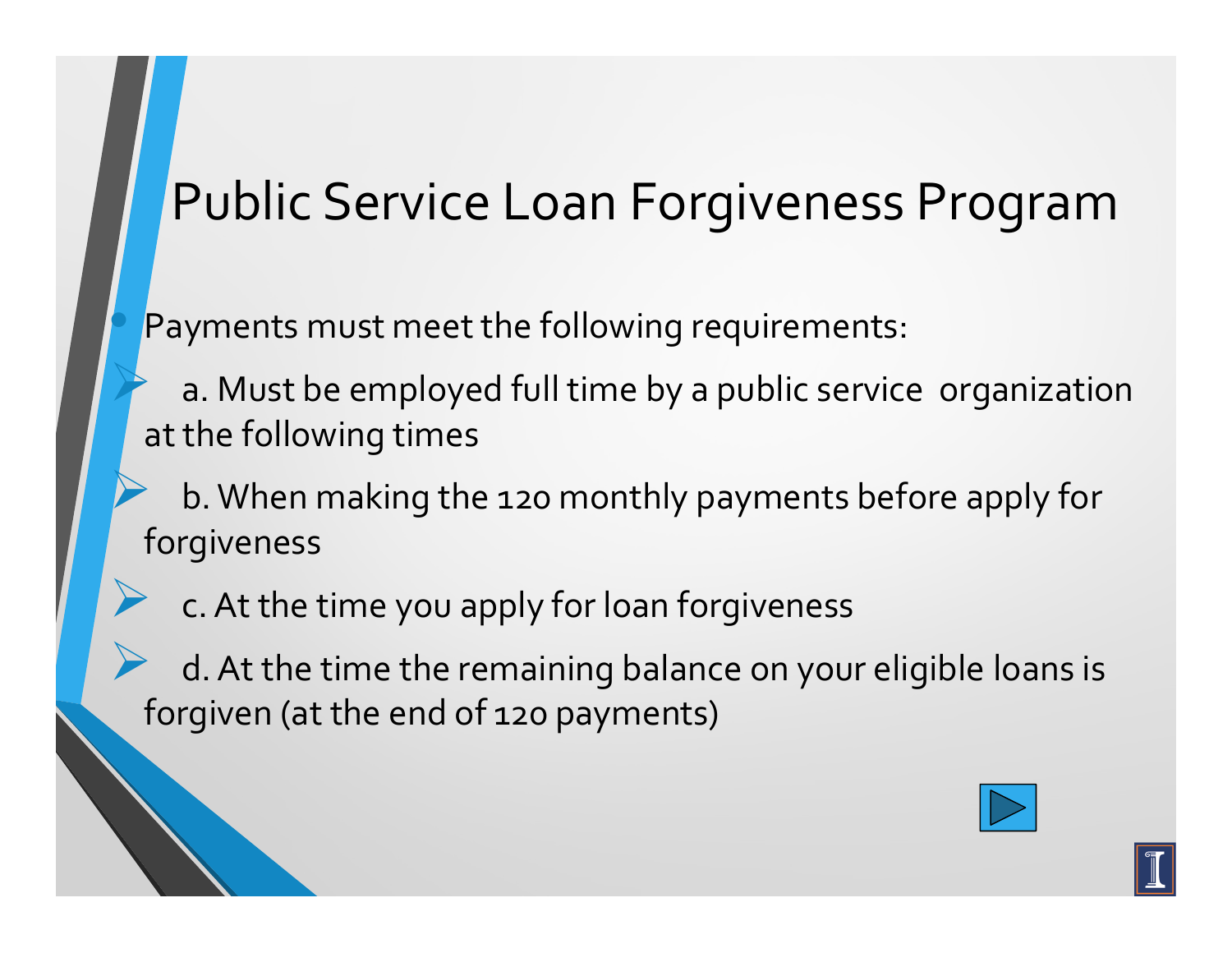# Public Service Loan Forgiveness Program

- Payments must meet the following requirements:
  - a. Must be employed full time by a public service organization at the following times
  - b. When making the 120 monthly payments before apply for forgiveness
  - c. At the time you apply for loan forgiveness
  - d. At the time the remaining balance on your eligible loans is forgiven (at the end of 120 payments)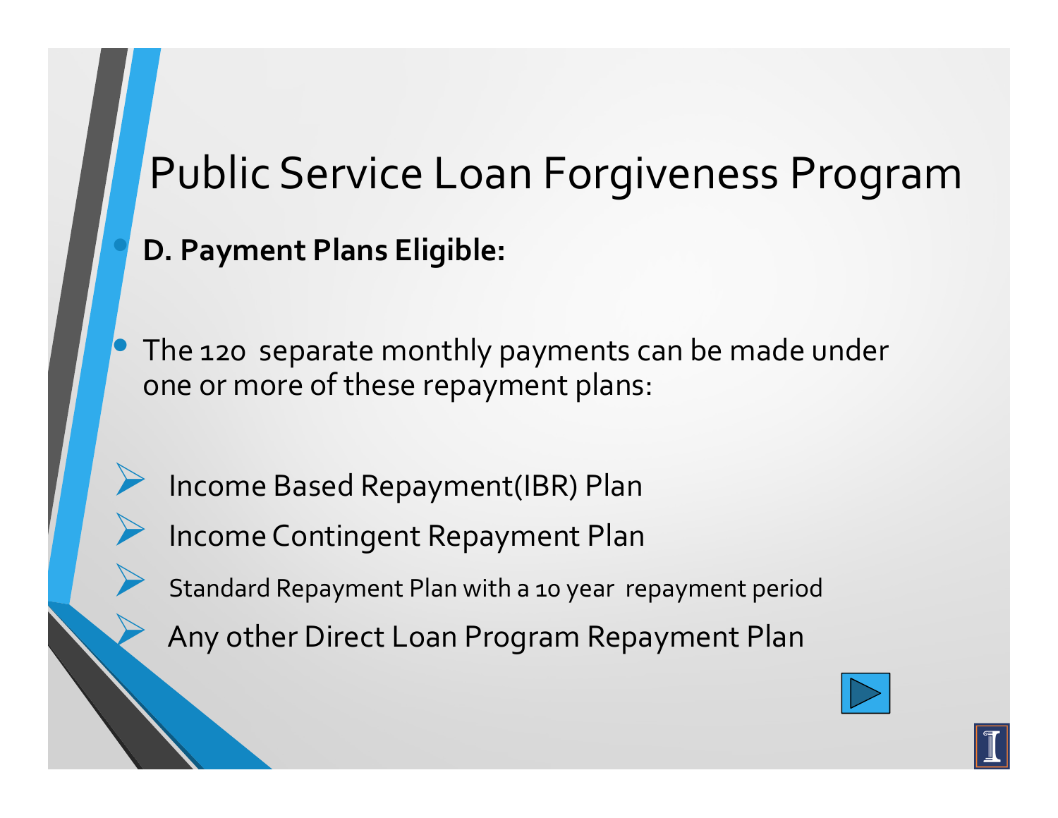# Public Service Loan Forgiveness Program

- **D. Payment Plans Eligible:**

- The 120 separate monthly payments can be made under one or more of these repayment plans:

  - Income Based Repayment(IBR) Plan
  - Income Contingent Repayment Plan
  - Standard Repayment Plan with a 10 year repayment period
  - Any other Direct Loan Program Repayment Plan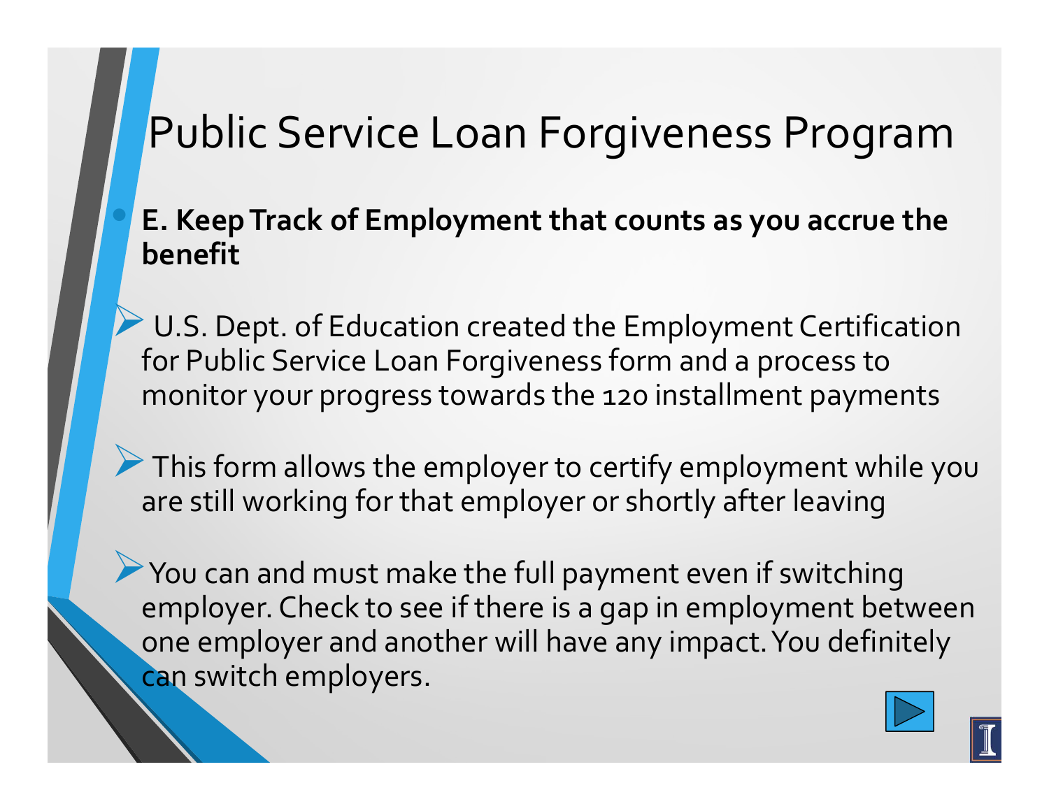# Public Service Loan Forgiveness Program

- **E. Keep Track of Employment that counts as you accrue the benefit**

  - U.S. Dept. of Education created the Employment Certification for Public Service Loan Forgiveness form and a process to monitor your progress towards the 120 installment payments

  - This form allows the employer to certify employment while you are still working for that employer or shortly after leaving

  - You can and must make the full payment even if switching employer. Check to see if there is a gap in employment between one employer and another will have any impact. You definitely can switch employers.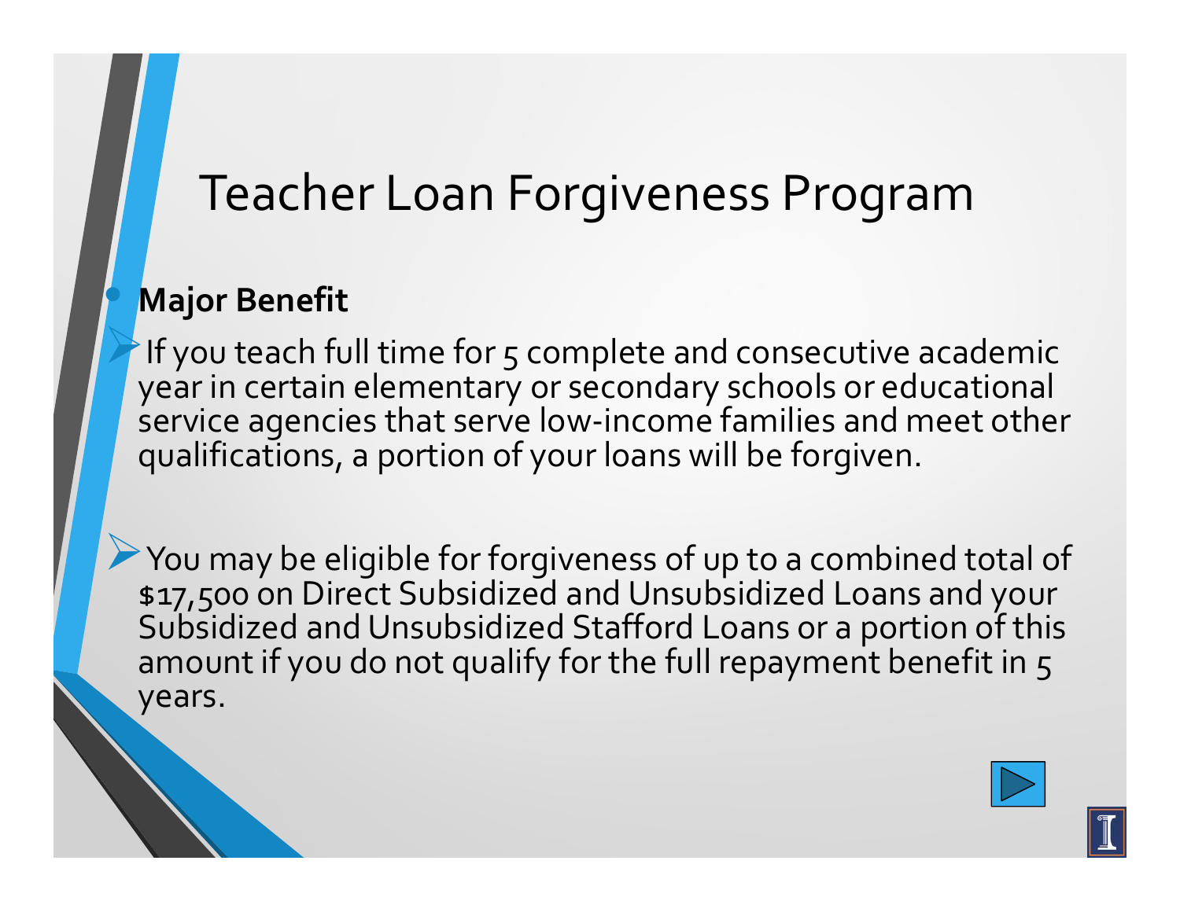# Teacher Loan Forgiveness Program

- **Major Benefit**
  - If you teach full time for 5 complete and consecutive academic year in certain elementary or secondary schools or educational service agencies that serve low-income families and meet other qualifications, a portion of your loans will be forgiven.
  - You may be eligible for forgiveness of up to a combined total of $17,500 on Direct Subsidized and Unsubsidized Loans and your Subsidized and Unsubsidized Stafford Loans or a portion of this amount if you do not qualify for the full repayment benefit in 5 years.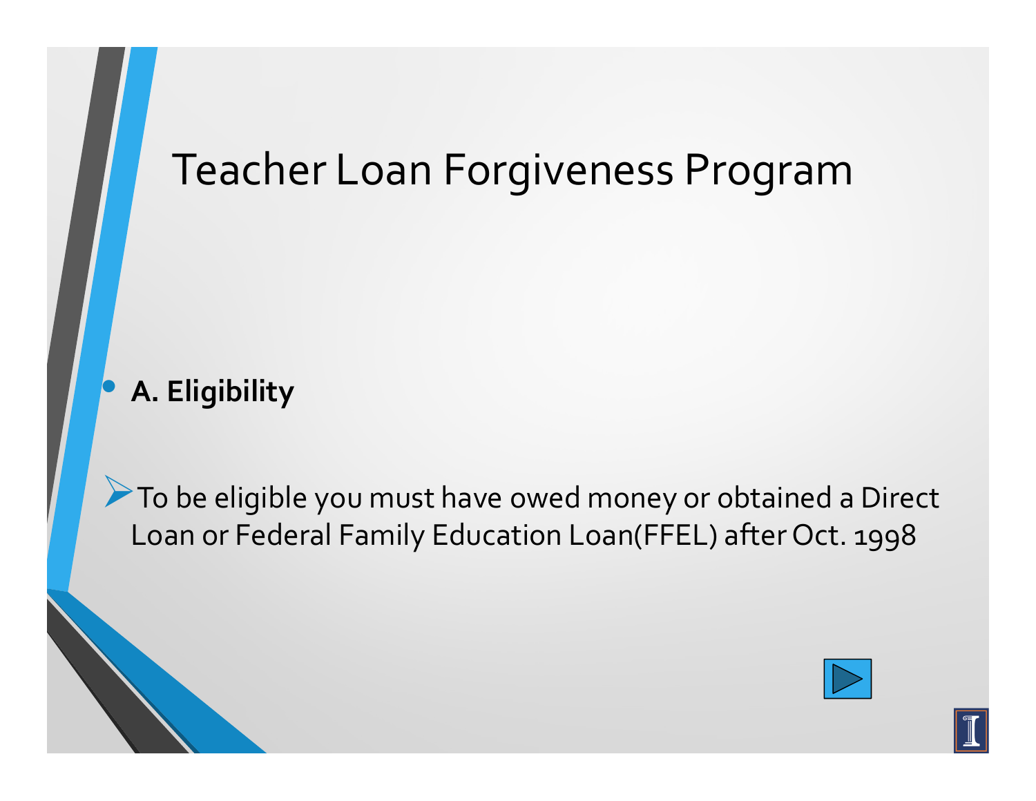# Teacher Loan Forgiveness Program

- **A. Eligibility**

- To be eligible you must have owed money or obtained a Direct Loan or Federal Family Education Loan(FFEL) after Oct. 1998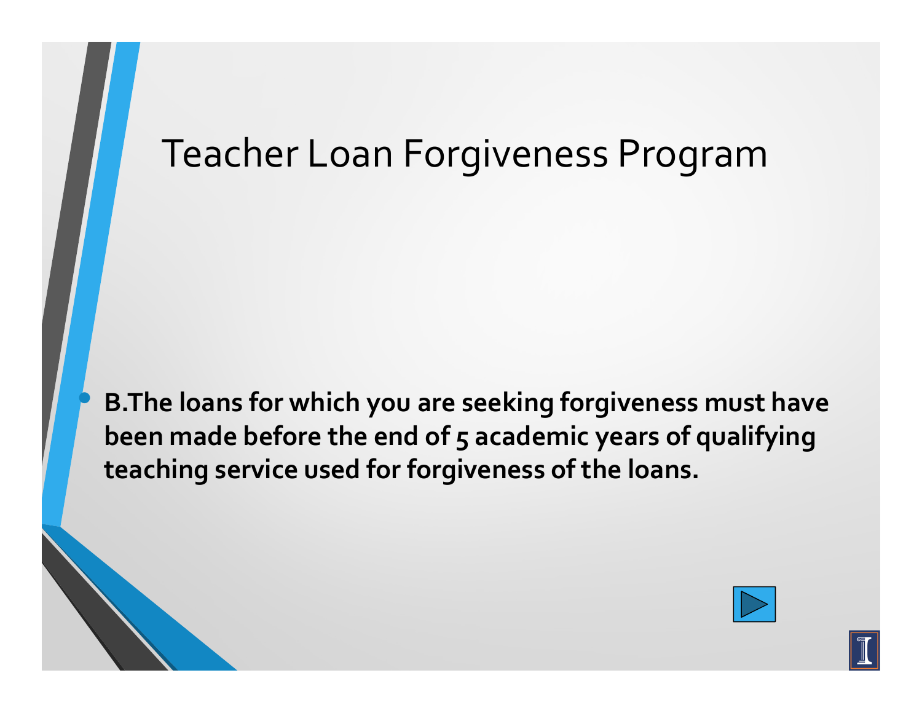# Teacher Loan Forgiveness Program

- **B.The loans for which you are seeking forgiveness must have been made before the end of 5 academic years of qualifying teaching service used for forgiveness of the loans.**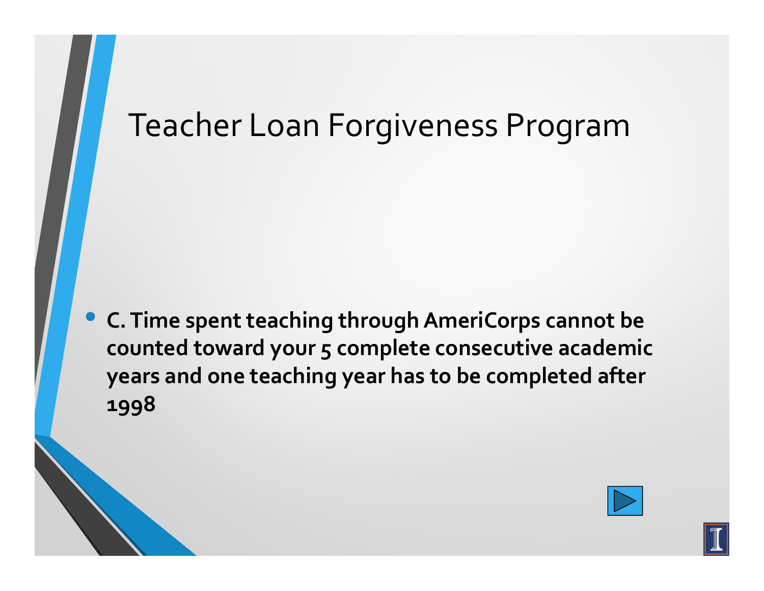# Teacher Loan Forgiveness Program

- **C. Time spent teaching through AmeriCorps cannot be counted toward your 5 complete consecutive academic years and one teaching year has to be completed after 1998**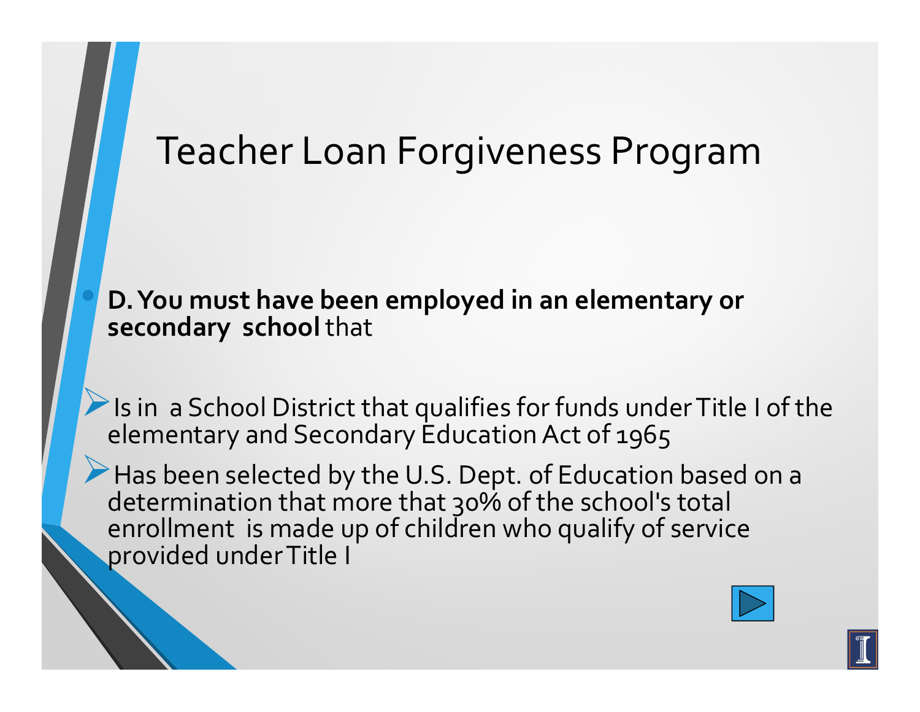# Teacher Loan Forgiveness Program

- **D. You must have been employed in an elementary or secondary school** that

  - Is in a School District that qualifies for funds under Title I of the elementary and Secondary Education Act of 1965
  - Has been selected by the U.S. Dept. of Education based on a determination that more that 30% of the school's total enrollment is made up of children who qualify of service provided under Title I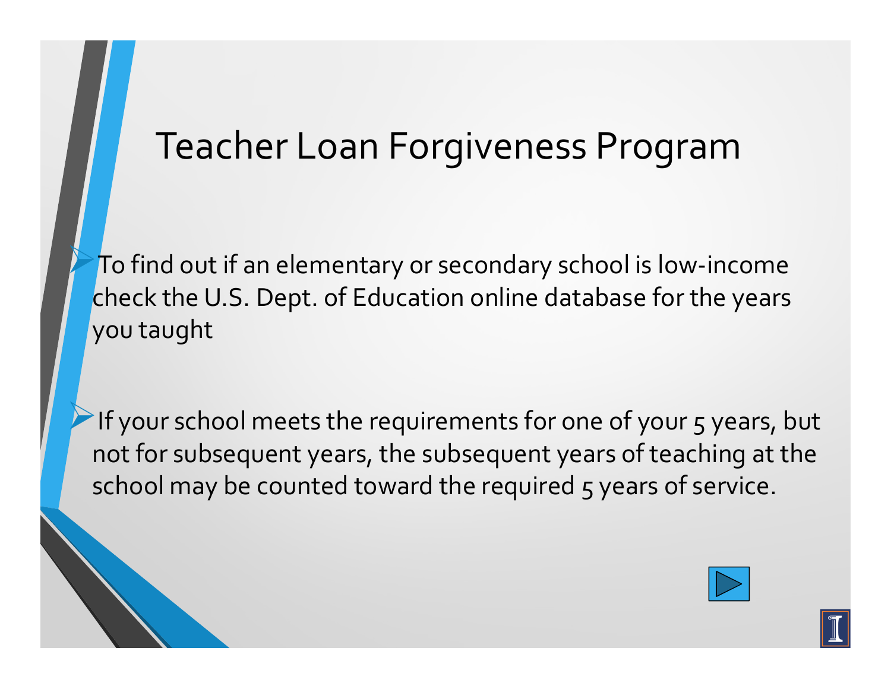# Teacher Loan Forgiveness Program

- To find out if an elementary or secondary school is low-income check the U.S. Dept. of Education online database for the years you taught

- If your school meets the requirements for one of your 5 years, but not for subsequent years, the subsequent years of teaching at the school may be counted toward the required 5 years of service.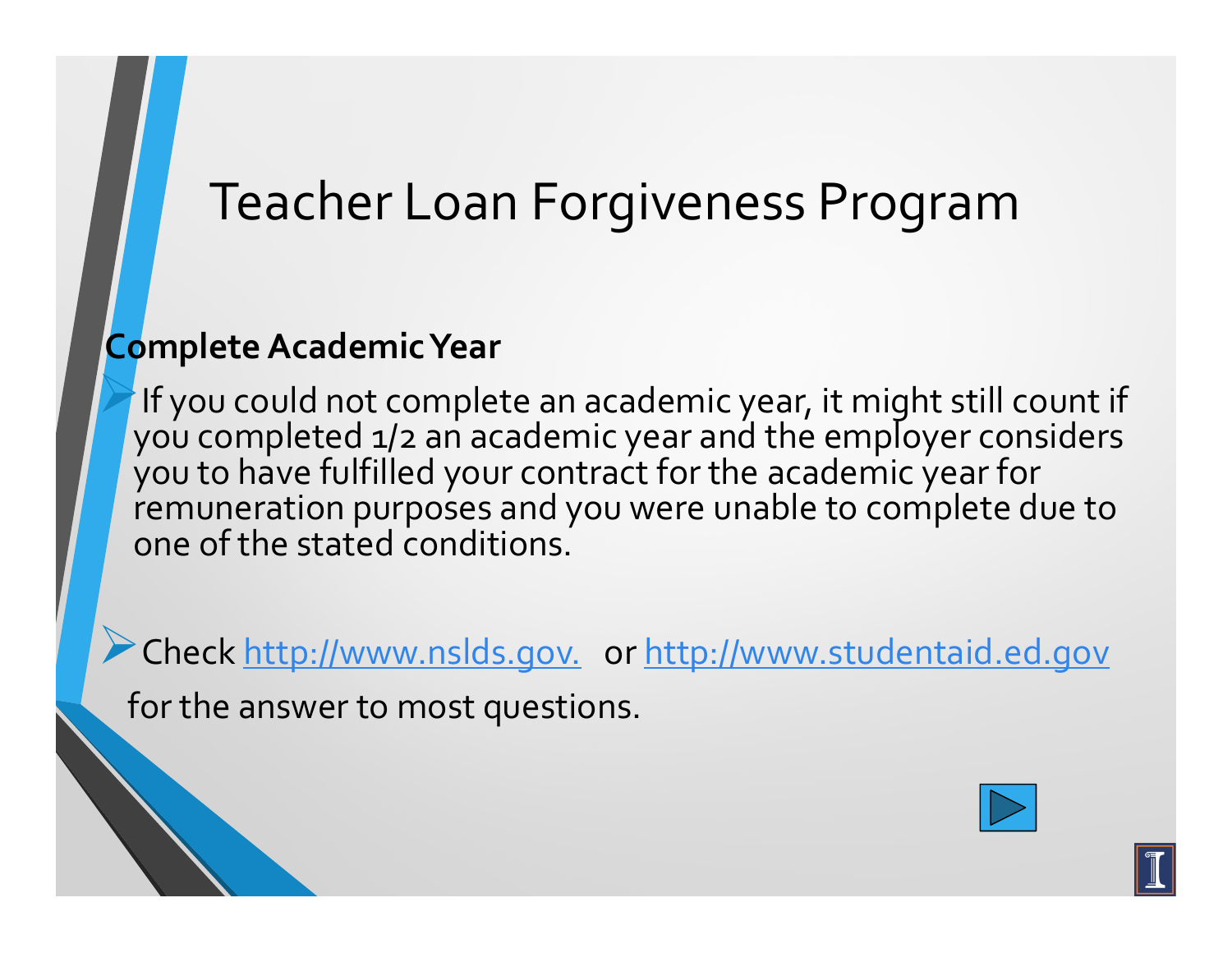# Teacher Loan Forgiveness Program

**Complete Academic Year**

- If you could not complete an academic year, it might still count if you completed 1/2 an academic year and the employer considers you to have fulfilled your contract for the academic year for remuneration purposes and you were unable to complete due to one of the stated conditions.

- Check [http://www.nslds.gov.](http://www.nslds.gov) or [http://www.studentaid.ed.gov](http://www.studentaid.ed.gov) for the answer to most questions.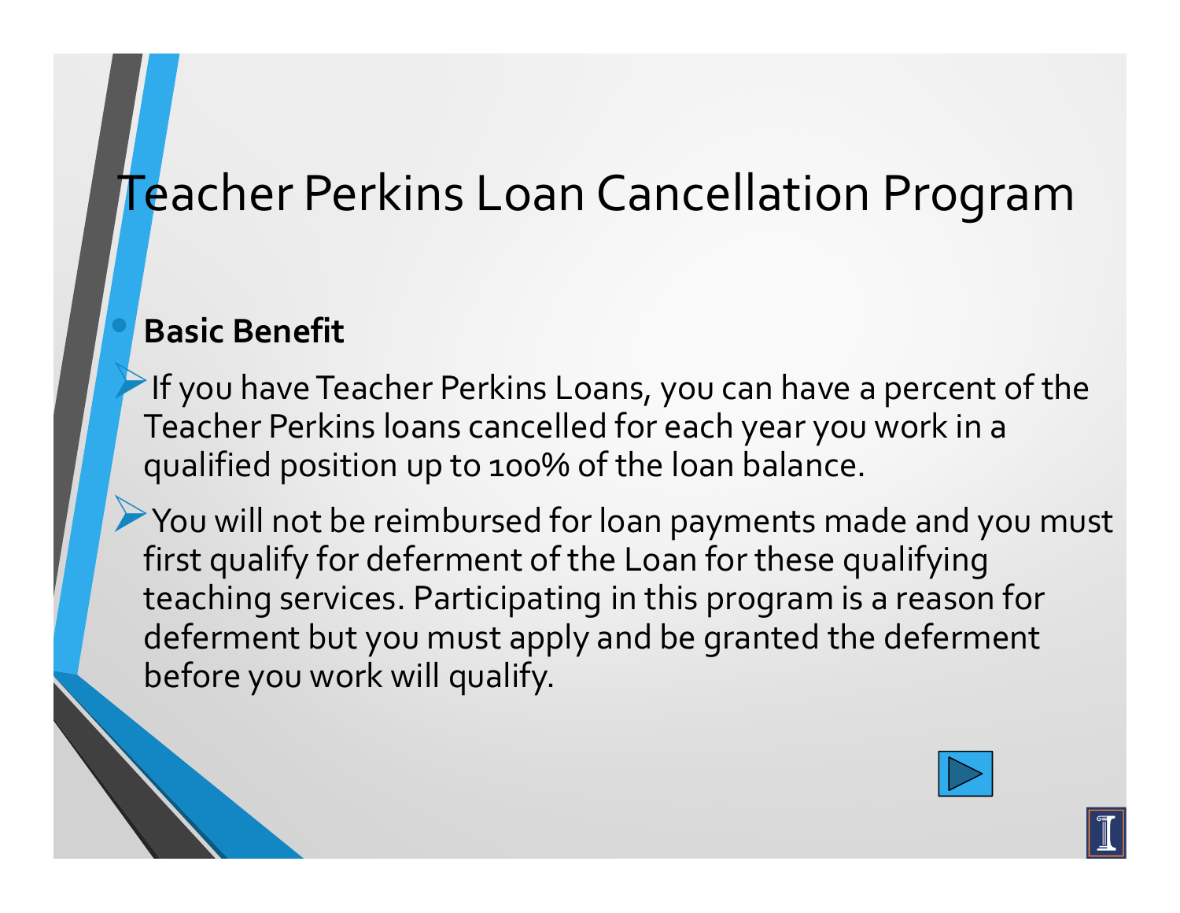# Teacher Perkins Loan Cancellation Program

- **Basic Benefit**
  - If you have Teacher Perkins Loans, you can have a percent of the Teacher Perkins loans cancelled for each year you work in a qualified position up to 100% of the loan balance.
  - You will not be reimbursed for loan payments made and you must first qualify for deferment of the Loan for these qualifying teaching services. Participating in this program is a reason for deferment but you must apply and be granted the deferment before you work will qualify.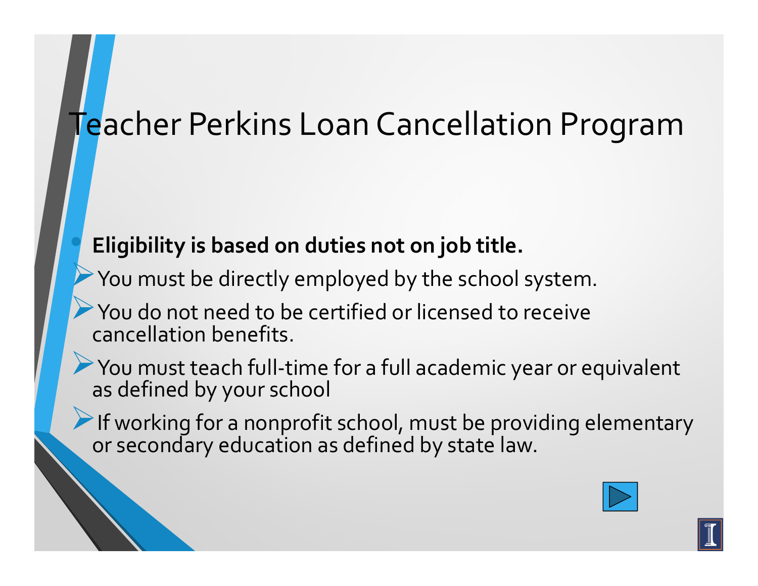# Teacher Perkins Loan Cancellation Program

- **Eligibility is based on duties not on job title.**
  - You must be directly employed by the school system.
  - You do not need to be certified or licensed to receive cancellation benefits.
  - You must teach full-time for a full academic year or equivalent as defined by your school
  - If working for a nonprofit school, must be providing elementary or secondary education as defined by state law.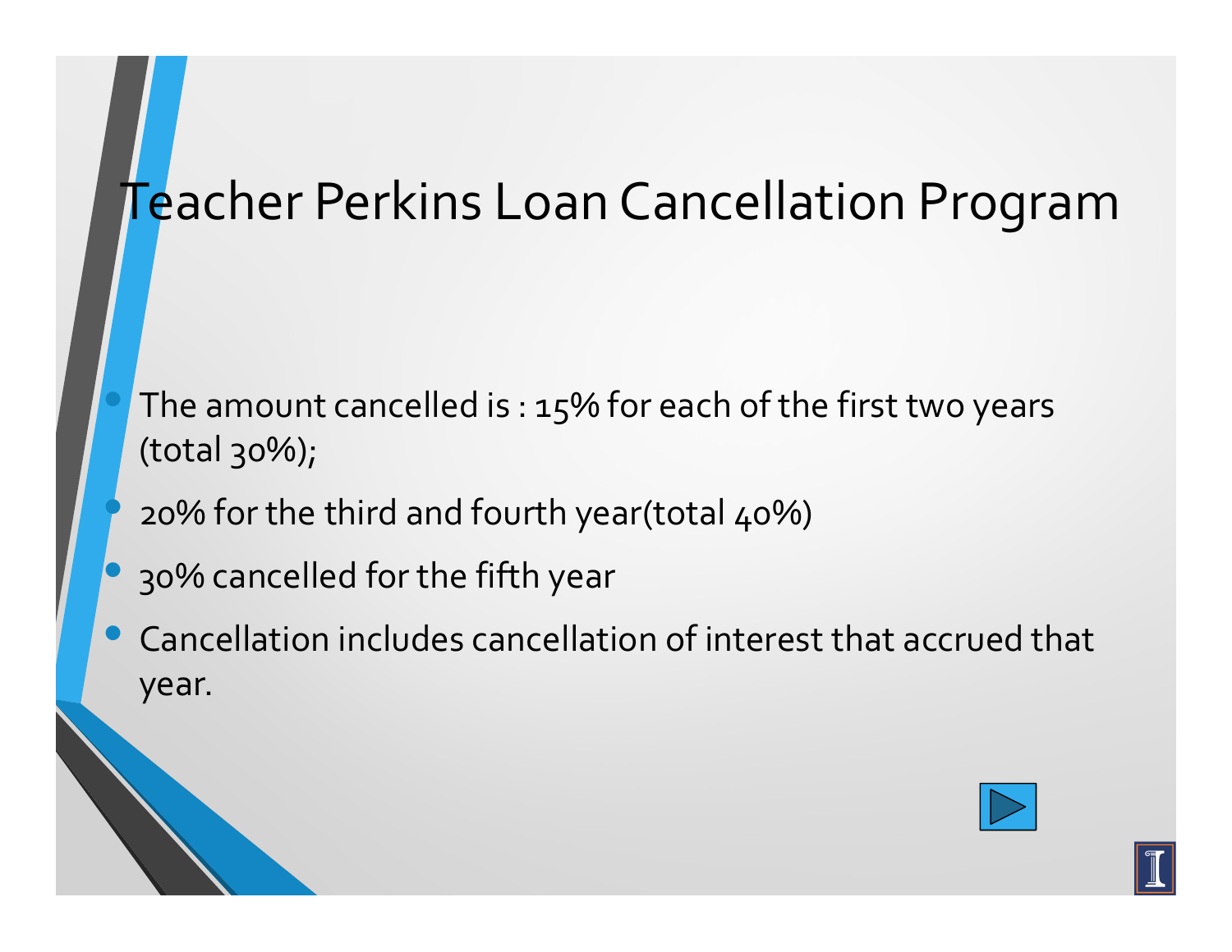# Teacher Perkins Loan Cancellation Program

- The amount cancelled is : 15% for each of the first two years (total 30%);
- 20% for the third and fourth year(total 40%)
- 30% cancelled for the fifth year
- Cancellation includes cancellation of interest that accrued that year.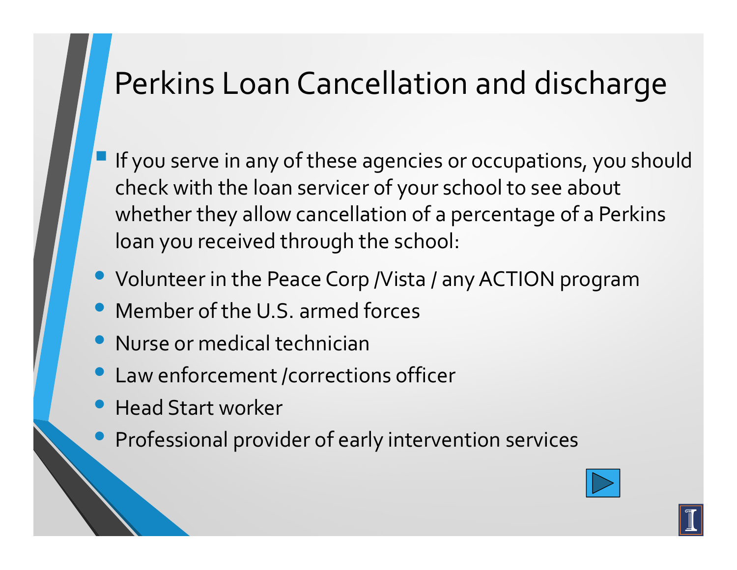# Perkins Loan Cancellation and discharge

- If you serve in any of these agencies or occupations, you should check with the loan servicer of your school to see about whether they allow cancellation of a percentage of a Perkins loan you received through the school:

- Volunteer in the Peace Corp /Vista / any ACTION program
- Member of the U.S. armed forces
- Nurse or medical technician
- Law enforcement /corrections officer
- Head Start worker
- Professional provider of early intervention services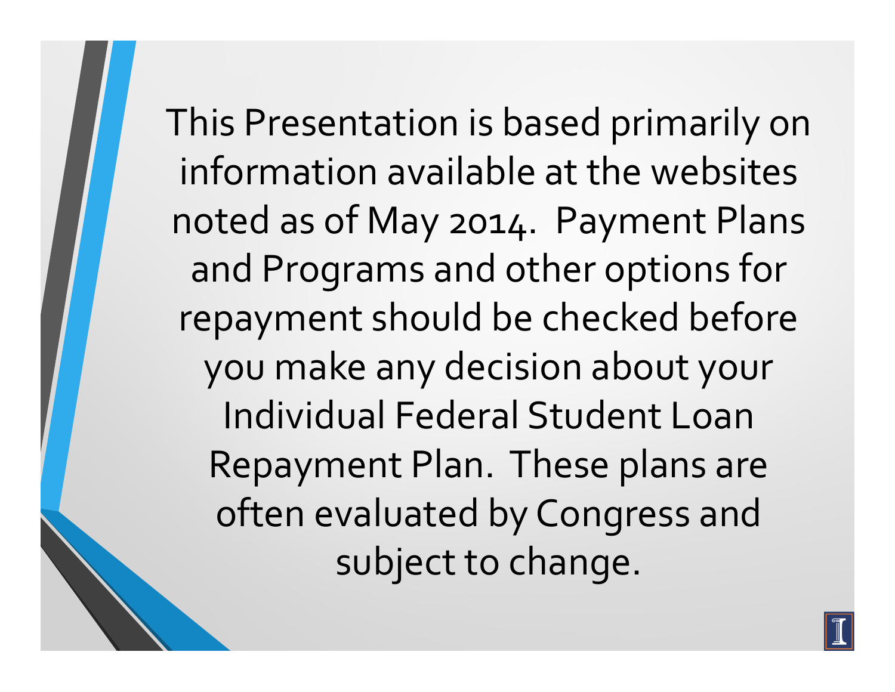This Presentation is based primarily on information available at the websites noted as of May 2014. Payment Plans and Programs and other options for repayment should be checked before you make any decision about your Individual Federal Student Loan Repayment Plan. These plans are often evaluated by Congress and subject to change.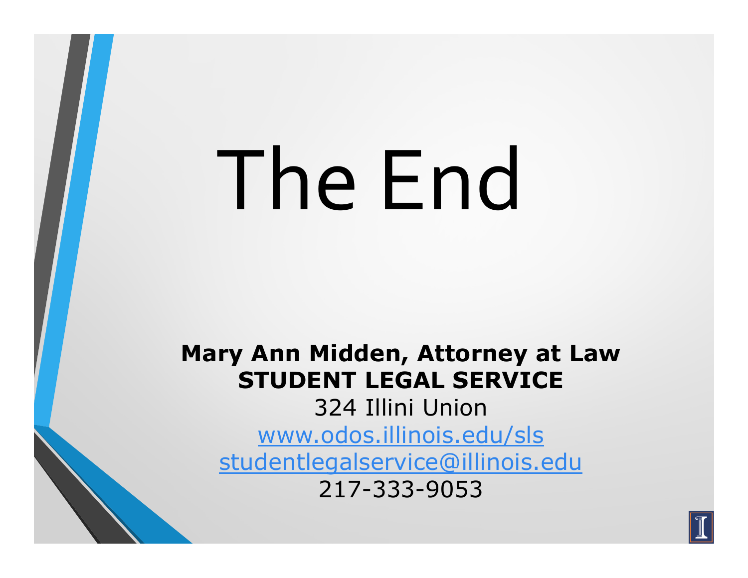# The End

**Mary Ann Midden, Attorney at Law**
**STUDENT LEGAL SERVICE**
324 Illini Union
www.odos.illinois.edu/sls
studentlegalservice@illinois.edu
217-333-9053